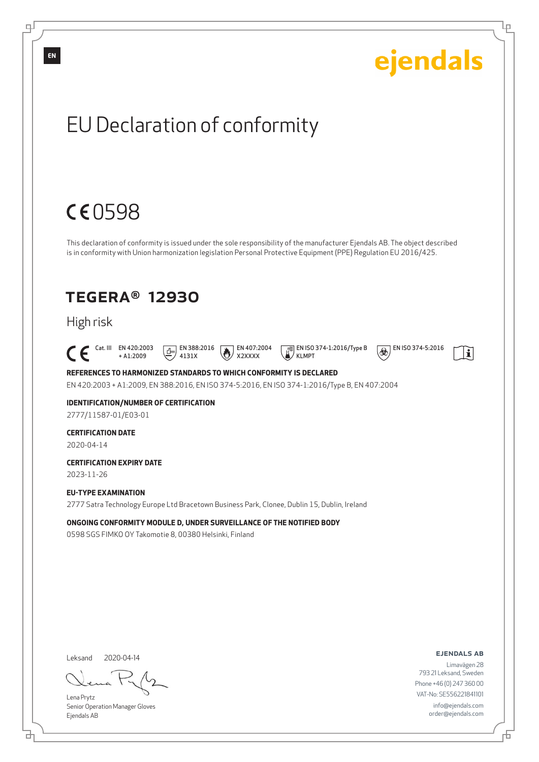EN

ejendals

# EU Declaration of conformity

CE 0598

This declaration of conformity is issued under the sole responsibility of the manufacturer Ejendals AB. The object described is in conformity with Union harmonization legislation Personal Protective Equipment (PPE) Regulation EU 2016/425.

## TEGERA® 12930

High risk

CE Cat. III EN 420:2003 + A1:2009 EN 388:2016 4131X EN 407:2004 X2XXXX EN ISO 374-1:2016/Type B KLMPT EN ISO 374-5:2016

**REFERENCES TO HARMONIZED STANDARDS TO WHICH CONFORMITY IS DECLARED**

EN 420:2003 + A1:2009, EN 388:2016, EN ISO 374-5:2016, EN ISO 374-1:2016/Type B, EN 407:2004

**IDENTIFICATION/NUMBER OF CERTIFICATION**

2777/11587-01/E03-01

**CERTIFICATION DATE**

2020-04-14

**CERTIFICATION EXPIRY DATE**

2023-11-26

**EU-TYPE EXAMINATION**

2777 Satra Technology Europe Ltd Bracetown Business Park, Clonee, Dublin 15, Dublin, Ireland

**ONGOING CONFORMITY MODULE D, UNDER SURVEILLANCE OF THE NOTIFIED BODY**

0598 SGS FIMKO OY Takomotie 8, 00380 Helsinki, Finland

Leksand 2020-04-14

Lena Prytz
Senior Operation Manager Gloves
Ejendals AB

**EJENDALS AB**
Limavägen 28
793 21 Leksand, Sweden
Phone +46 (0) 247 360 00
VAT-No: SE556221841101
info@ejendals.com
order@ejendals.com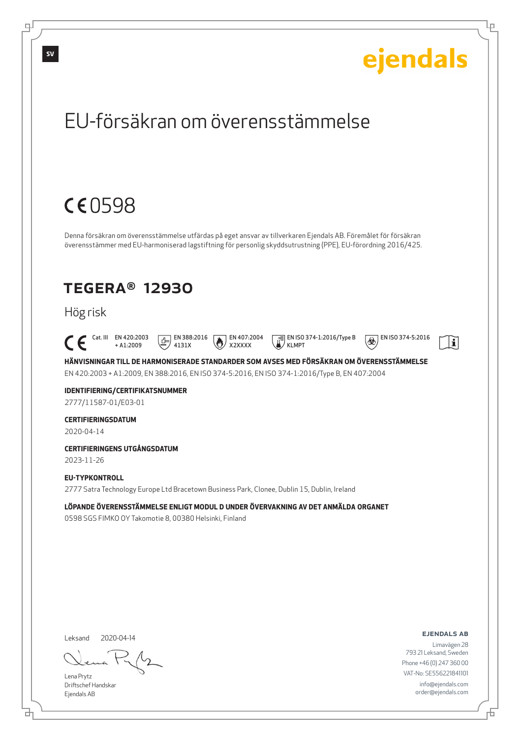ejendals

# EU-försäkran om överensstämmelse

## CE 0598

Denna försäkran om överensstämmelse utfärdas på eget ansvar av tillverkaren Ejendals AB. Föremålet för försäkran överensstämmer med EU-harmoniserad lagstiftning för personlig skyddsutrustning (PPE), EU-förordning 2016/425.

## TEGERA® 12930

Hög risk

CE Cat. III EN 420:2003 + A1:2009 | EN 388:2016 4131X | EN 407:2004 X2XXXX | EN ISO 374-1:2016/Type B KLMPT | EN ISO 374-5:2016

**HÄNVISNINGAR TILL DE HARMONISERADE STANDARDER SOM AVSES MED FÖRSÄKRAN OM ÖVERENSSTÄMMELSE**

EN 420:2003 + A1:2009, EN 388:2016, EN ISO 374-5:2016, EN ISO 374-1:2016/Type B, EN 407:2004

**IDENTIFIERING/CERTIFIKATSNUMMER**

2777/11587-01/E03-01

**CERTIFIERINGSDATUM**

2020-04-14

**CERTIFIERINGENS UTGÅNGSDATUM**

2023-11-26

**EU-TYPKONTROLL**

2777 Satra Technology Europe Ltd Bracetown Business Park, Clonee, Dublin 15, Dublin, Ireland

**LÖPANDE ÖVERENSSTÄMMELSE ENLIGT MODUL D UNDER ÖVERVAKNING AV DET ANMÄLDA ORGANET**

0598 SGS FIMKO OY Takomotie 8, 00380 Helsinki, Finland

Leksand 2020-04-14

Lena Prytz
Driftschef Handskar
Ejendals AB

**EJENDALS AB**
Limavägen 28
793 21 Leksand, Sweden
Phone +46 (0) 247 360 00
VAT-No: SE556221841101
info@ejendals.com
order@ejendals.com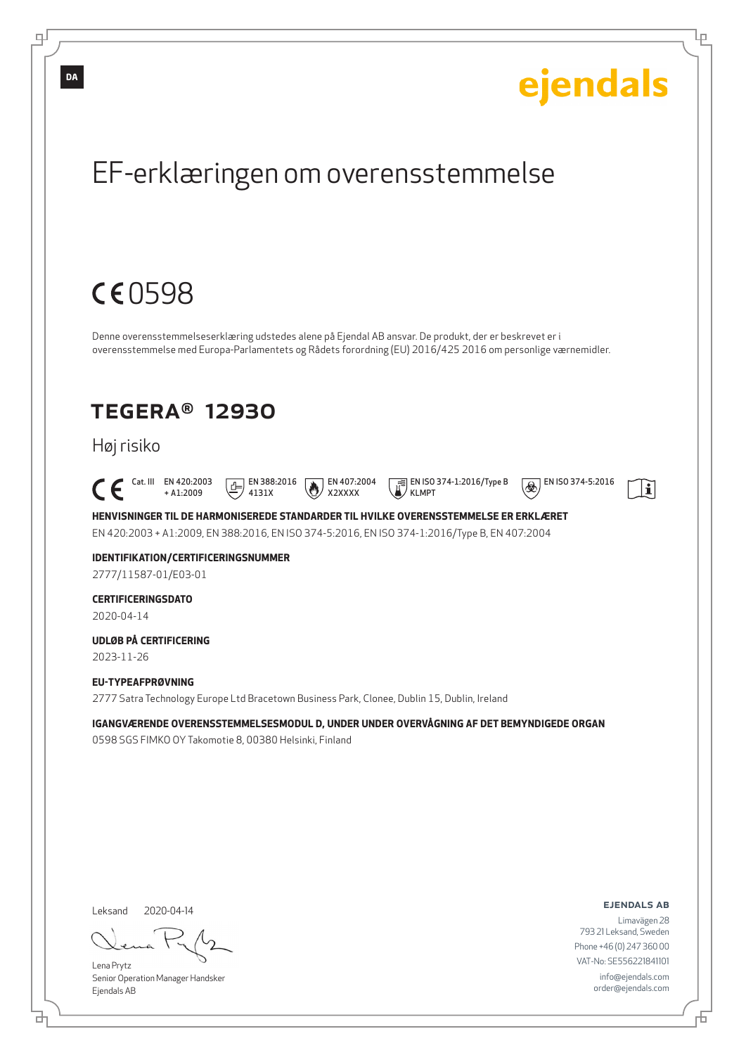DA

ejendals

# EF-erklæringen om overensstemmelse

CE 0598

Denne overensstemmelseserklæring udstedes alene på Ejendal AB ansvar. De produkt, der er beskrevet er i overensstemmelse med Europa-Parlamentets og Rådets forordning (EU) 2016/425 2016 om personlige værnemidler.

## TEGERA® 12930

Høj risiko

CE Cat. III EN 420:2003 + A1:2009 | EN 388:2016 4131X | EN 407:2004 X2XXXX | EN ISO 374-1:2016/Type B KLMPT | EN ISO 374-5:2016

**HENVISNINGER TIL DE HARMONISEREDE STANDARDER TIL HVILKE OVERENSSTEMMELSE ER ERKLÆRET**

EN 420:2003 + A1:2009, EN 388:2016, EN ISO 374-5:2016, EN ISO 374-1:2016/Type B, EN 407:2004

**IDENTIFIKATION/CERTIFICERINGSNUMMER**

2777/11587-01/E03-01

**CERTIFICERINGSDATO**

2020-04-14

**UDLØB PÅ CERTIFICERING**

2023-11-26

**EU-TYPEAFPRØVNING**

2777 Satra Technology Europe Ltd Bracetown Business Park, Clonee, Dublin 15, Dublin, Ireland

**IGANGVÆRENDE OVERENSSTEMMELSESMODUL D, UNDER UNDER OVERVÅGNING AF DET BEMYNDIGEDE ORGAN**

0598 SGS FIMKO OY Takomotie 8, 00380 Helsinki, Finland

Leksand 2020-04-14

Lena Prytz
Senior Operation Manager Handsker
Ejendals AB

**EJENDALS AB**
Limavägen 28
793 21 Leksand, Sweden
Phone +46 (0) 247 360 00
VAT-No: SE556221841101
info@ejendals.com
order@ejendals.com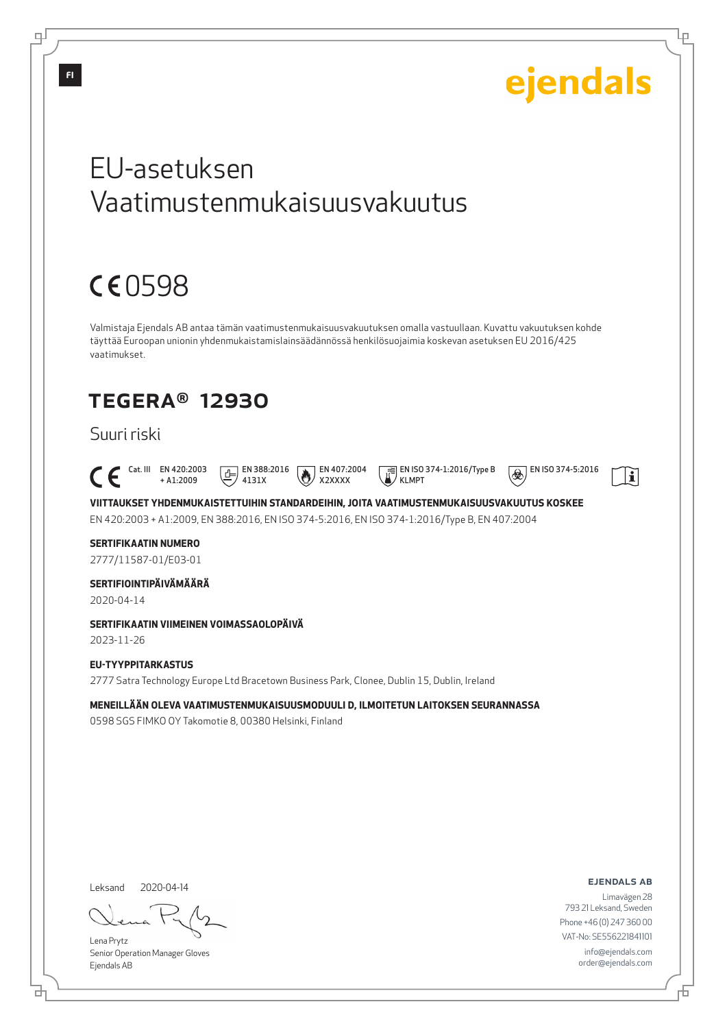FI

ejendals

# EU-asetuksen Vaatimustenmukaisuusvakuutus

CE 0598

Valmistaja Ejendals AB antaa tämän vaatimustenmukaisuusvakuutuksen omalla vastuullaan. Kuvattu vakuutuksen kohde täyttää Euroopan unionin yhdenmukaistamislainsäädännössä henkilösuojaimia koskevan asetuksen EU 2016/425 vaatimukset.

## TEGERA® 12930

Suuri riski

CE Cat. III | EN 420:2003 + A1:2009 | EN 388:2016 4131X | EN 407:2004 X2XXXX | EN ISO 374-1:2016/Type B KLMPT | EN ISO 374-5:2016

**VIITTAUKSET YHDENMUKAISTETTUIHIN STANDARDEIHIN, JOITA VAATIMUSTENMUKAISUUSVAKUUTUS KOSKEE**

EN 420:2003 + A1:2009, EN 388:2016, EN ISO 374-5:2016, EN ISO 374-1:2016/Type B, EN 407:2004

**SERTIFIKAATIN NUMERO**

2777/11587-01/E03-01

**SERTIFIOINTIPÄIVÄMÄÄRÄ**

2020-04-14

**SERTIFIKAATIN VIIMEINEN VOIMASSAOLOPÄIVÄ**

2023-11-26

**EU-TYYPPITARKASTUS**

2777 Satra Technology Europe Ltd Bracetown Business Park, Clonee, Dublin 15, Dublin, Ireland

**MENEILLÄÄN OLEVA VAATIMUSTENMUKAISUUSMODUULI D, ILMOITETUN LAITOKSEN SEURANNASSA**

0598 SGS FIMKO OY Takomotie 8, 00380 Helsinki, Finland

Leksand 2020-04-14

Lena Prytz
Senior Operation Manager Gloves
Ejendals AB

**EJENDALS AB**
Limavägen 28
793 21 Leksand, Sweden
Phone +46 (0) 247 360 00
VAT-No: SE556221841101
info@ejendals.com
order@ejendals.com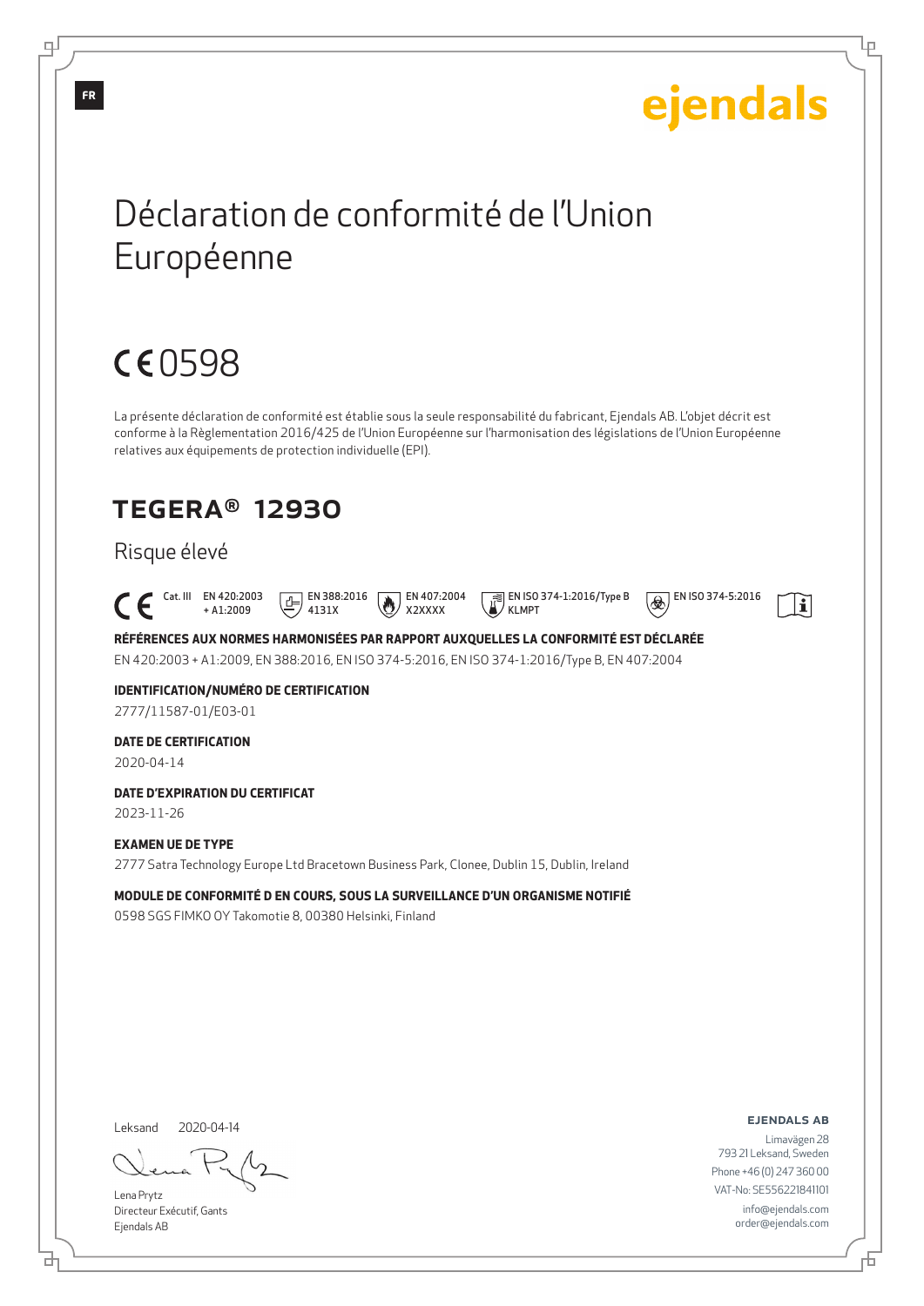FR

ejendals

# Déclaration de conformité de l'Union Européenne

## CE 0598

La présente déclaration de conformité est établie sous la seule responsabilité du fabricant, Ejendals AB. L'objet décrit est conforme à la Règlementation 2016/425 de l'Union Européenne sur l'harmonisation des législations de l'Union Européenne relatives aux équipements de protection individuelle (EPI).

## TEGERA® 12930

### Risque élevé

CE Cat. III EN 420:2003 + A1:2009 | EN 388:2016 4131X | EN 407:2004 X2XXXX | EN ISO 374-1:2016/Type B KLMPT | EN ISO 374-5:2016

**RÉFÉRENCES AUX NORMES HARMONISÉES PAR RAPPORT AUXQUELLES LA CONFORMITÉ EST DÉCLARÉE**

EN 420:2003 + A1:2009, EN 388:2016, EN ISO 374-5:2016, EN ISO 374-1:2016/Type B, EN 407:2004

**IDENTIFICATION/NUMÉRO DE CERTIFICATION**

2777/11587-01/E03-01

**DATE DE CERTIFICATION**

2020-04-14

**DATE D'EXPIRATION DU CERTIFICAT**

2023-11-26

**EXAMEN UE DE TYPE**

2777 Satra Technology Europe Ltd Bracetown Business Park, Clonee, Dublin 15, Dublin, Ireland

**MODULE DE CONFORMITÉ D EN COURS, SOUS LA SURVEILLANCE D'UN ORGANISME NOTIFIÉ**

0598 SGS FIMKO OY Takomotie 8, 00380 Helsinki, Finland

Leksand 2020-04-14

Lena Prytz
Directeur Exécutif, Gants
Ejendals AB

**EJENDALS AB**
Limavägen 28
793 21 Leksand, Sweden
Phone +46 (0) 247 360 00
VAT-No: SE556221841101
info@ejendals.com
order@ejendals.com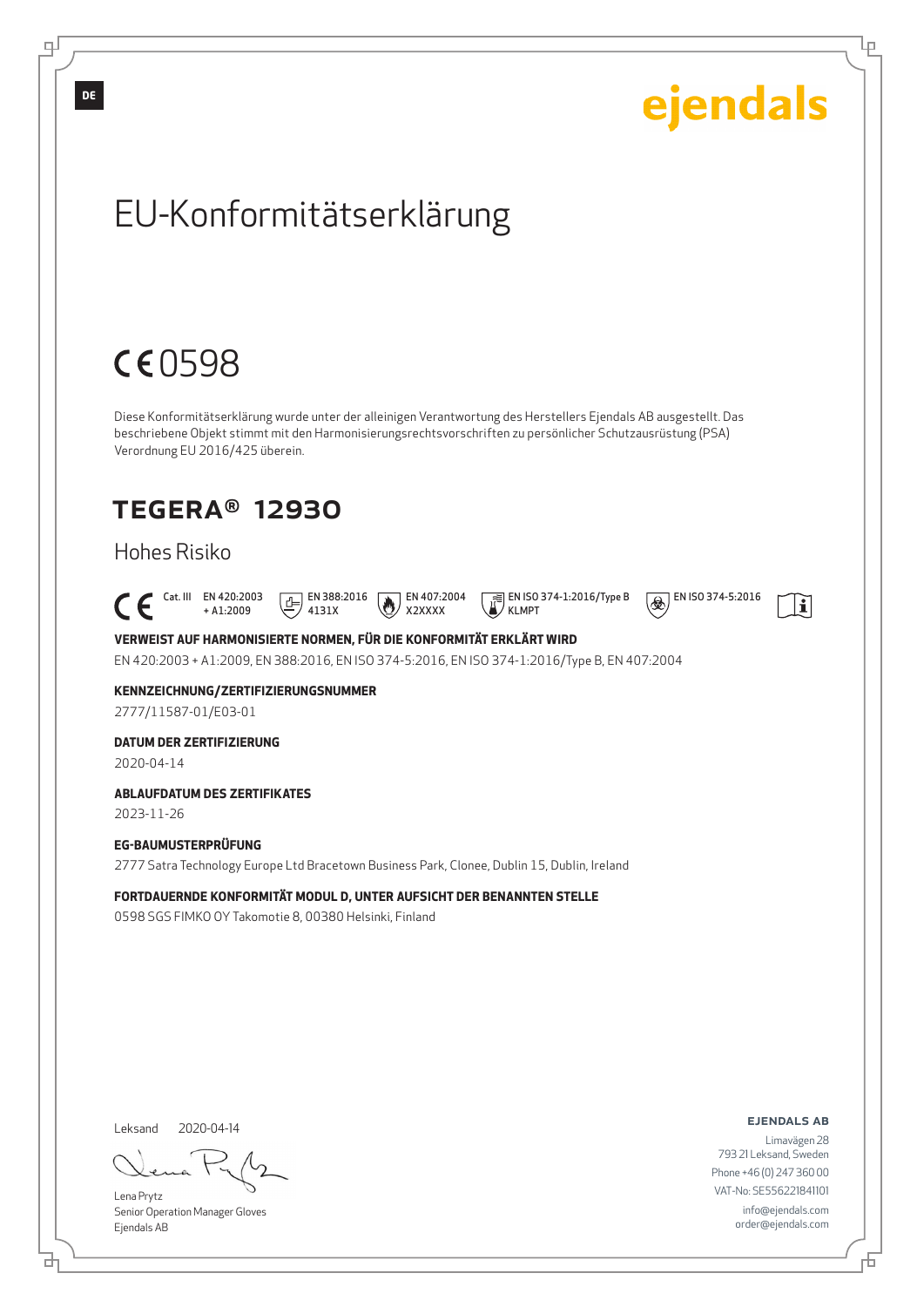DE

ejendals

# EU-Konformitätserklärung

CE 0598

Diese Konformitätserklärung wurde unter der alleinigen Verantwortung des Herstellers Ejendals AB ausgestellt. Das beschriebene Objekt stimmt mit den Harmonisierungsrechtsvorschriften zu persönlicher Schutzausrüstung (PSA) Verordnung EU 2016/425 überein.

## TEGERA® 12930

### Hohes Risiko

CE Cat. III EN 420:2003 + A1:2009 | EN 388:2016 4131X | EN 407:2004 X2XXXX | EN ISO 374-1:2016/Type B KLMPT | EN ISO 374-5:2016

**VERWEIST AUF HARMONISIERTE NORMEN, FÜR DIE KONFORMITÄT ERKLÄRT WIRD**

EN 420:2003 + A1:2009, EN 388:2016, EN ISO 374-5:2016, EN ISO 374-1:2016/Type B, EN 407:2004

**KENNZEICHNUNG/ZERTIFIZIERUNGSNUMMER**

2777/11587-01/E03-01

**DATUM DER ZERTIFIZIERUNG**

2020-04-14

**ABLAUFDATUM DES ZERTIFIKATES**

2023-11-26

**EG-BAUMUSTERPRÜFUNG**

2777 Satra Technology Europe Ltd Bracetown Business Park, Clonee, Dublin 15, Dublin, Ireland

**FORTDAUERNDE KONFORMITÄT MODUL D, UNTER AUFSICHT DER BENANNTEN STELLE**

0598 SGS FIMKO OY Takomotie 8, 00380 Helsinki, Finland

Leksand 2020-04-14

Lena Prytz
Senior Operation Manager Gloves
Ejendals AB

**EJENDALS AB**
Limavägen 28
793 21 Leksand, Sweden
Phone +46 (0) 247 360 00
VAT-No: SE556221841101
info@ejendals.com
order@ejendals.com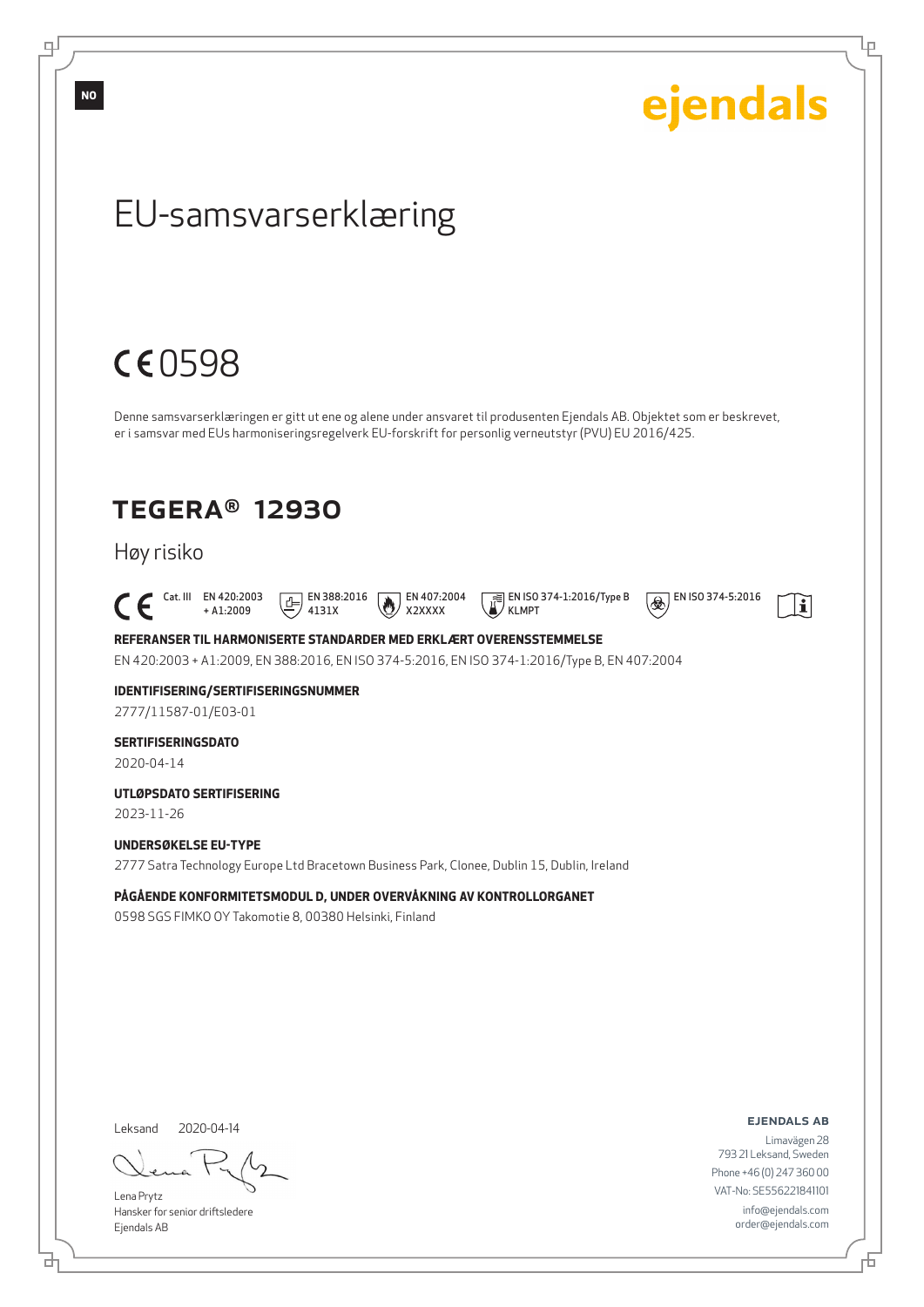NO

ejendals

# EU-samsvarserklæring

CE 0598

Denne samsvarserklæringen er gitt ut ene og alene under ansvaret til produsenten Ejendals AB. Objektet som er beskrevet, er i samsvar med EUs harmoniseringsregelverk EU-forskrift for personlig verneutstyr (PVU) EU 2016/425.

## TEGERA® 12930

Høy risiko

CE Cat. III EN 420:2003 + A1:2009 | EN 388:2016 4131X | EN 407:2004 X2XXXX | EN ISO 374-1:2016/Type B KLMPT | EN ISO 374-5:2016

**REFERANSER TIL HARMONISERTE STANDARDER MED ERKLÆRT OVERENSSTEMMELSE**

EN 420:2003 + A1:2009, EN 388:2016, EN ISO 374-5:2016, EN ISO 374-1:2016/Type B, EN 407:2004

**IDENTIFISERING/SERTIFISERINGSNUMMER**

2777/11587-01/E03-01

**SERTIFISERINGSDATO**

2020-04-14

**UTLØPSDATO SERTIFISERING**

2023-11-26

**UNDERSØKELSE EU-TYPE**

2777 Satra Technology Europe Ltd Bracetown Business Park, Clonee, Dublin 15, Dublin, Ireland

**PÅGÅENDE KONFORMITETSMODUL D, UNDER OVERVÅKNING AV KONTROLLORGANET**

0598 SGS FIMKO OY Takomotie 8, 00380 Helsinki, Finland

Leksand 2020-04-14

Lena Prytz
Hansker for senior driftsledere
Ejendals AB

**EJENDALS AB**
Limavägen 28
793 21 Leksand, Sweden
Phone +46 (0) 247 360 00
VAT-No: SE556221841101
info@ejendals.com
order@ejendals.com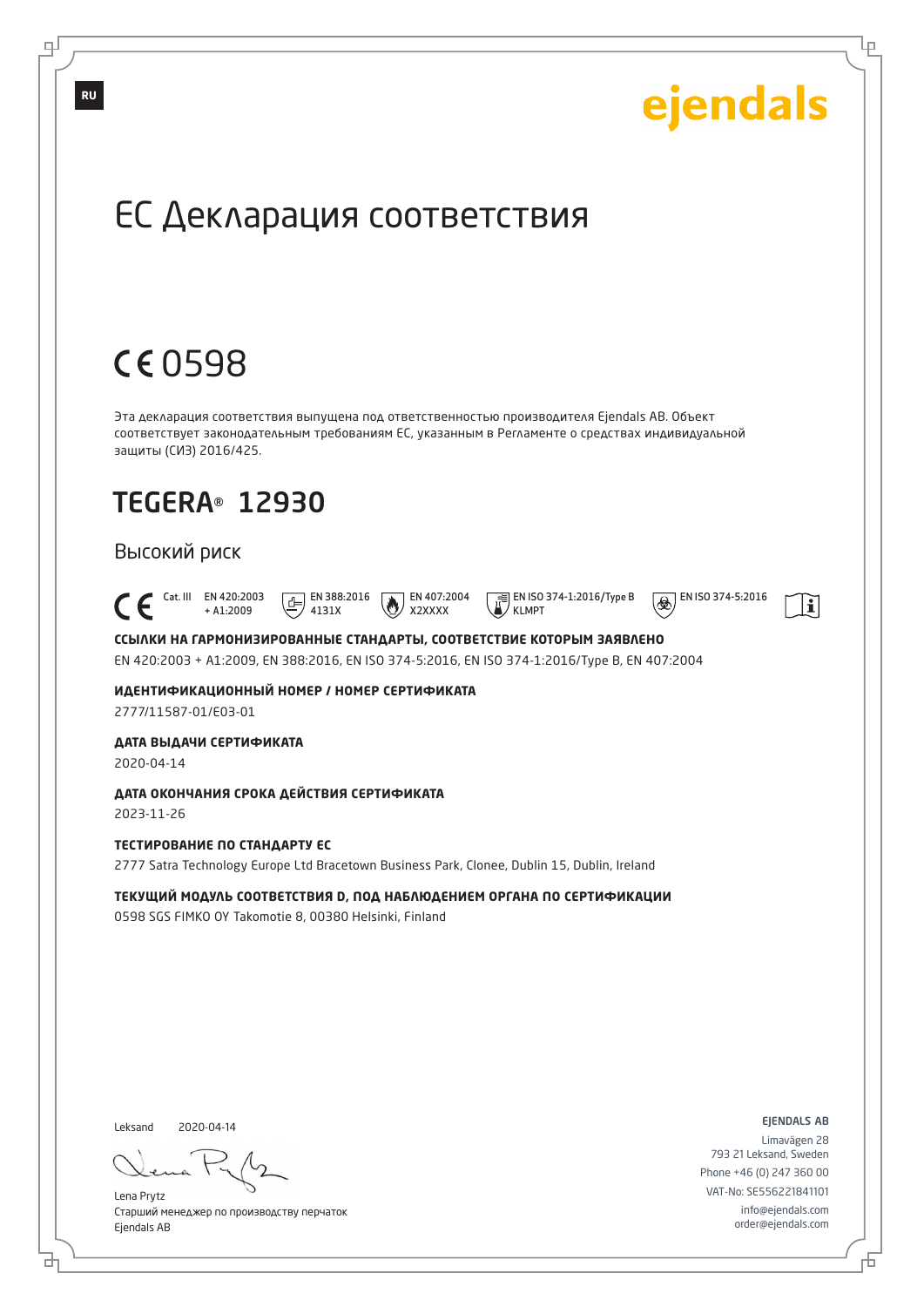RU

ejendals

# ЕС Декларация соответствия

## CE 0598

Эта декларация соответствия выпущена под ответственностью производителя Ejendals AB. Объект соответствует законодательным требованиям ЕС, указанным в Регламенте о средствах индивидуальной защиты (СИЗ) 2016/425.

## TEGERA® 12930

### Высокий риск

CE Cat. III EN 420:2003 + A1:2009 | EN 388:2016 4131X | EN 407:2004 X2XXXX | EN ISO 374-1:2016/Type B KLMPT | EN ISO 374-5:2016

**ССЫЛКИ НА ГАРМОНИЗИРОВАННЫЕ СТАНДАРТЫ, СООТВЕТСТВИЕ КОТОРЫМ ЗАЯВЛЕНО**

EN 420:2003 + A1:2009, EN 388:2016, EN ISO 374-5:2016, EN ISO 374-1:2016/Type B, EN 407:2004

**ИДЕНТИФИКАЦИОННЫЙ НОМЕР / НОМЕР СЕРТИФИКАТА**

2777/11587-01/E03-01

**ДАТА ВЫДАЧИ СЕРТИФИКАТА**

2020-04-14

**ДАТА ОКОНЧАНИЯ СРОКА ДЕЙСТВИЯ СЕРТИФИКАТА**

2023-11-26

**ТЕСТИРОВАНИЕ ПО СТАНДАРТУ ЕС**

2777 Satra Technology Europe Ltd Bracetown Business Park, Clonee, Dublin 15, Dublin, Ireland

**ТЕКУЩИЙ МОДУЛЬ СООТВЕТСТВИЯ D, ПОД НАБЛЮДЕНИЕМ ОРГАНА ПО СЕРТИФИКАЦИИ**

0598 SGS FIMKO OY Takomotie 8, 00380 Helsinki, Finland

Leksand 2020-04-14

Lena Prytz
Старший менеджер по производству перчаток
Ejendals AB

EJENDALS AB
Limavägen 28
793 21 Leksand, Sweden
Phone +46 (0) 247 360 00
VAT-No: SE556221841101
info@ejendals.com
order@ejendals.com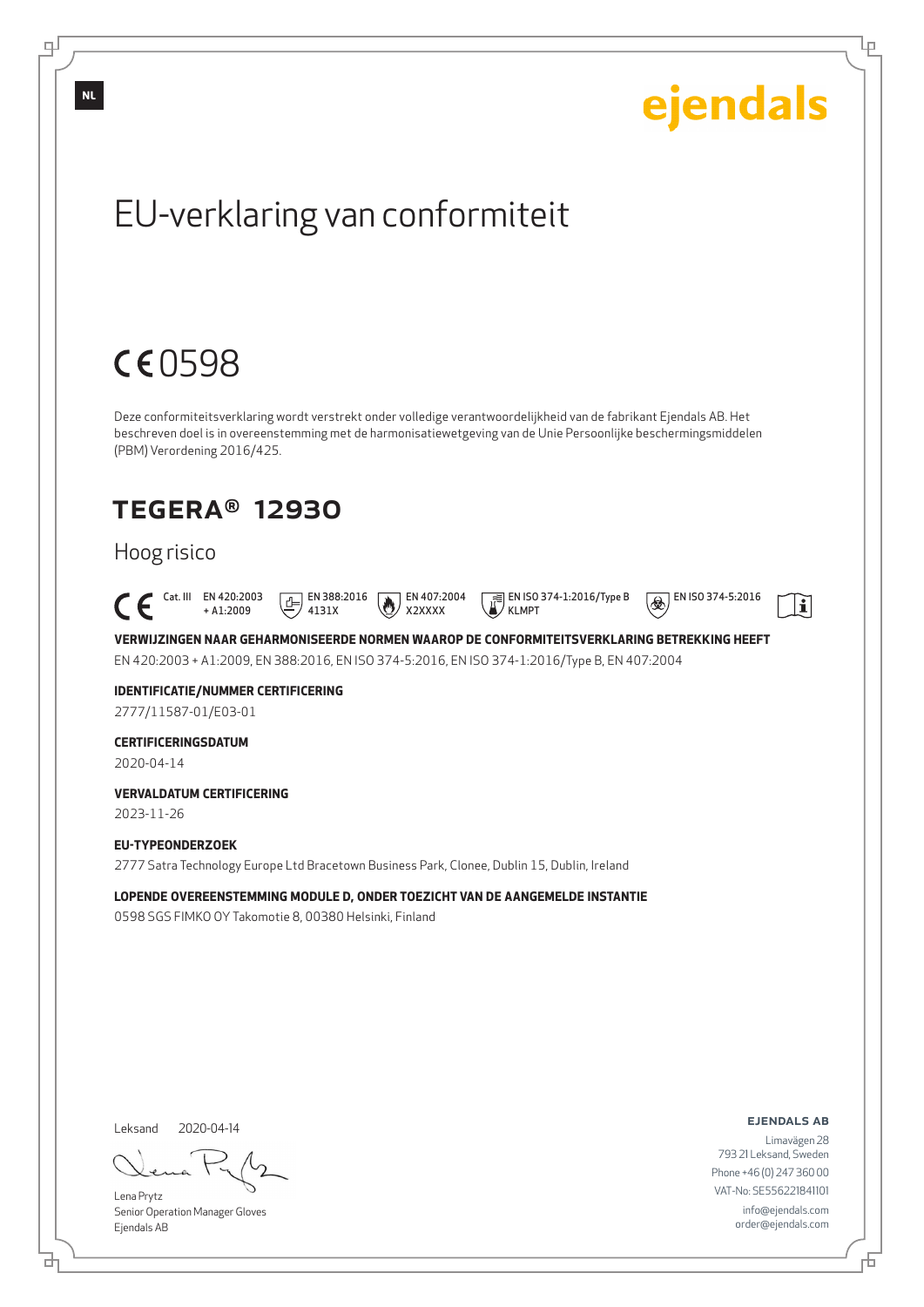NL

ejendals

# EU-verklaring van conformiteit

CE 0598

Deze conformiteitsverklaring wordt verstrekt onder volledige verantwoordelijkheid van de fabrikant Ejendals AB. Het beschreven doel is in overeenstemming met de harmonisatiewetgeving van de Unie Persoonlijke beschermingsmiddelen (PBM) Verordening 2016/425.

## TEGERA® 12930

### Hoog risico

CE Cat. III EN 420:2003 + A1:2009 | EN 388:2016 4131X | EN 407:2004 X2XXXX | EN ISO 374-1:2016/Type B KLMPT | EN ISO 374-5:2016

**VERWIJZINGEN NAAR GEHARMONISEERDE NORMEN WAAROP DE CONFORMITEITSVERKLARING BETREKKING HEEFT**

EN 420:2003 + A1:2009, EN 388:2016, EN ISO 374-5:2016, EN ISO 374-1:2016/Type B, EN 407:2004

**IDENTIFICATIE/NUMMER CERTIFICERING**

2777/11587-01/E03-01

**CERTIFICERINGSDATUM**

2020-04-14

**VERVALDATUM CERTIFICERING**

2023-11-26

**EU-TYPEONDERZOEK**

2777 Satra Technology Europe Ltd Bracetown Business Park, Clonee, Dublin 15, Dublin, Ireland

**LOPENDE OVEREENSTEMMING MODULE D, ONDER TOEZICHT VAN DE AANGEMELDE INSTANTIE**

0598 SGS FIMKO OY Takomotie 8, 00380 Helsinki, Finland

Leksand 2020-04-14

Lena Prytz
Senior Operation Manager Gloves
Ejendals AB

**EJENDALS AB**
Limavägen 28
793 21 Leksand, Sweden
Phone +46 (0) 247 360 00
VAT-No: SE556221841101
info@ejendals.com
order@ejendals.com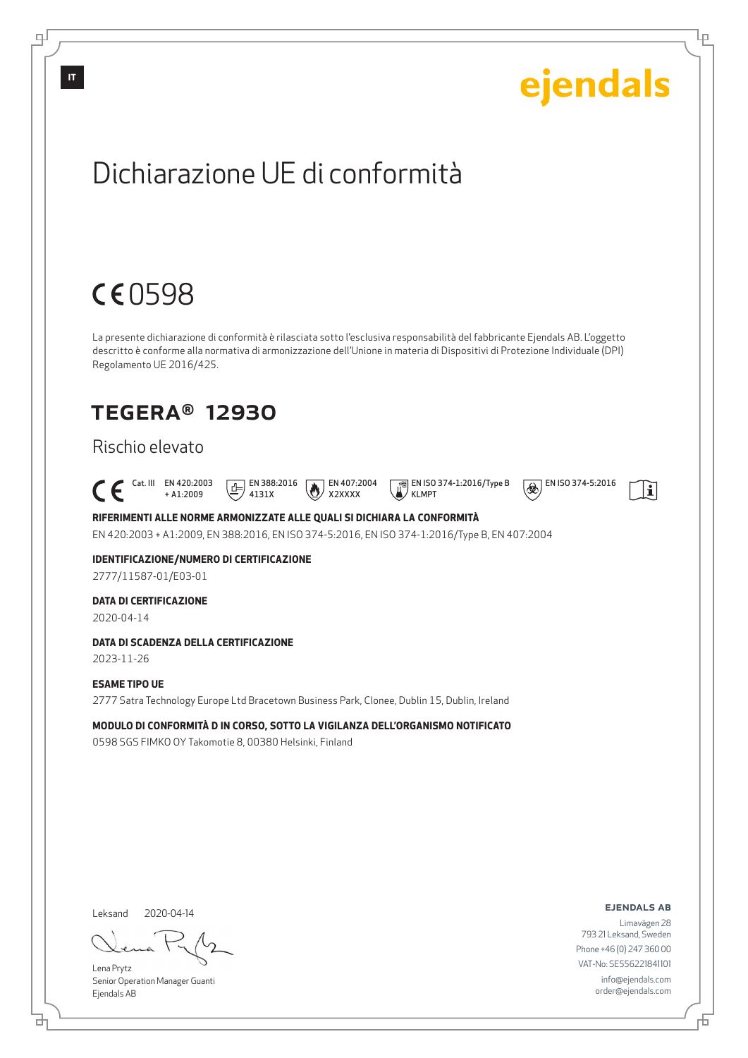IT

ejendals

# Dichiarazione UE di conformità

CE 0598

La presente dichiarazione di conformità è rilasciata sotto l'esclusiva responsabilità del fabbricante Ejendals AB. L'oggetto descritto è conforme alla normativa di armonizzazione dell'Unione in materia di Dispositivi di Protezione Individuale (DPI) Regolamento UE 2016/425.

## TEGERA® 12930

### Rischio elevato

CE Cat. III EN 420:2003 + A1:2009 | EN 388:2016 4131X | EN 407:2004 X2XXXX | EN ISO 374-1:2016/Type B KLMPT | EN ISO 374-5:2016

**RIFERIMENTI ALLE NORME ARMONIZZATE ALLE QUALI SI DICHIARA LA CONFORMITÀ**

EN 420:2003 + A1:2009, EN 388:2016, EN ISO 374-5:2016, EN ISO 374-1:2016/Type B, EN 407:2004

**IDENTIFICAZIONE/NUMERO DI CERTIFICAZIONE**

2777/11587-01/E03-01

**DATA DI CERTIFICAZIONE**

2020-04-14

**DATA DI SCADENZA DELLA CERTIFICAZIONE**

2023-11-26

**ESAME TIPO UE**

2777 Satra Technology Europe Ltd Bracetown Business Park, Clonee, Dublin 15, Dublin, Ireland

**MODULO DI CONFORMITÀ D IN CORSO, SOTTO LA VIGILANZA DELL'ORGANISMO NOTIFICATO**

0598 SGS FIMKO OY Takomotie 8, 00380 Helsinki, Finland

Leksand 2020-04-14

Lena Prytz
Senior Operation Manager Guanti
Ejendals AB

**EJENDALS AB**
Limavägen 28
793 21 Leksand, Sweden
Phone +46 (0) 247 360 00
VAT-No: SE556221841101
info@ejendals.com
order@ejendals.com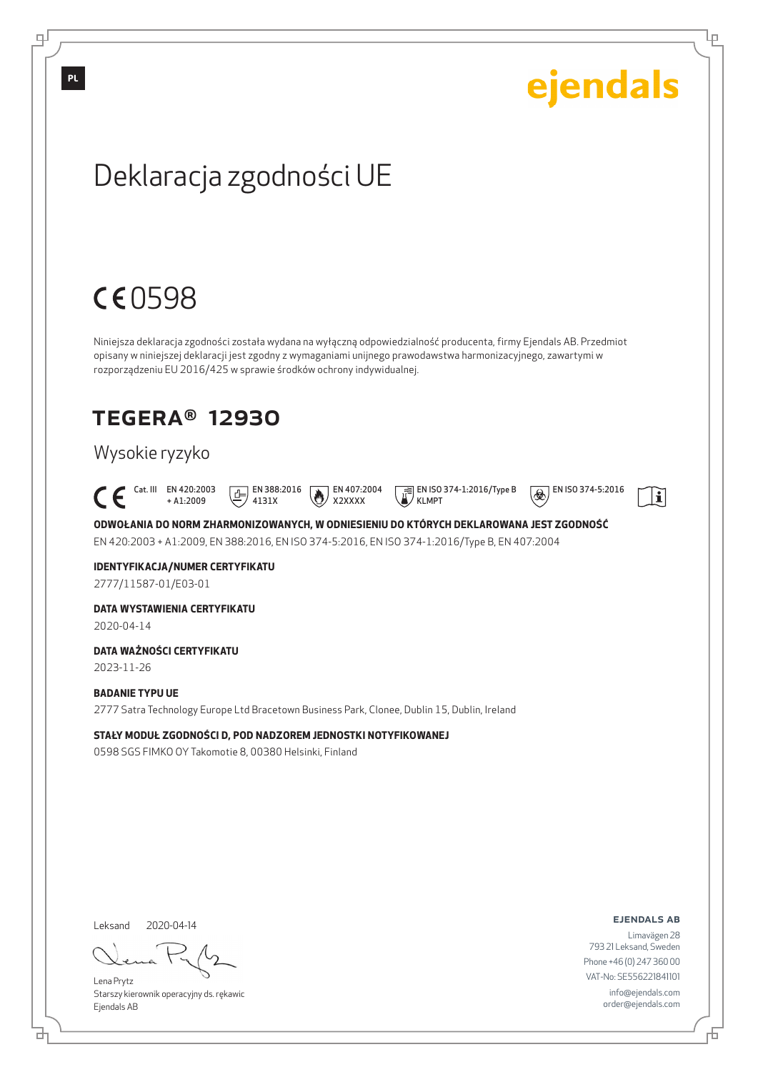PL

ejendals

# Deklaracja zgodności UE

CE 0598

Niniejsza deklaracja zgodności została wydana na wyłączną odpowiedzialność producenta, firmy Ejendals AB. Przedmiot opisany w niniejszej deklaracji jest zgodny z wymaganiami unijnego prawodawstwa harmonizacyjnego, zawartymi w rozporządzeniu EU 2016/425 w sprawie środków ochrony indywidualnej.

## TEGERA® 12930

Wysokie ryzyko

CE Cat. III EN 420:2003 + A1:2009 | EN 388:2016 4131X | EN 407:2004 X2XXXX | EN ISO 374-1:2016/Type B KLMPT | EN ISO 374-5:2016

**ODWOŁANIA DO NORM ZHARMONIZOWANYCH, W ODNIESIENIU DO KTÓRYCH DEKLAROWANA JEST ZGODNOŚĆ**

EN 420:2003 + A1:2009, EN 388:2016, EN ISO 374-5:2016, EN ISO 374-1:2016/Type B, EN 407:2004

**IDENTYFIKACJA/NUMER CERTYFIKATU**

2777/11587-01/E03-01

**DATA WYSTAWIENIA CERTYFIKATU**

2020-04-14

**DATA WAŻNOŚCI CERTYFIKATU**

2023-11-26

**BADANIE TYPU UE**

2777 Satra Technology Europe Ltd Bracetown Business Park, Clonee, Dublin 15, Dublin, Ireland

**STAŁY MODUŁ ZGODNOŚCI D, POD NADZOREM JEDNOSTKI NOTYFIKOWANEJ**

0598 SGS FIMKO OY Takomotie 8, 00380 Helsinki, Finland

Leksand 2020-04-14

Lena Prytz
Starszy kierownik operacyjny ds. rękawic
Ejendals AB

**EJENDALS AB**
Limavägen 28
793 21 Leksand, Sweden
Phone +46 (0) 247 360 00
VAT-No: SE556221841101
info@ejendals.com
order@ejendals.com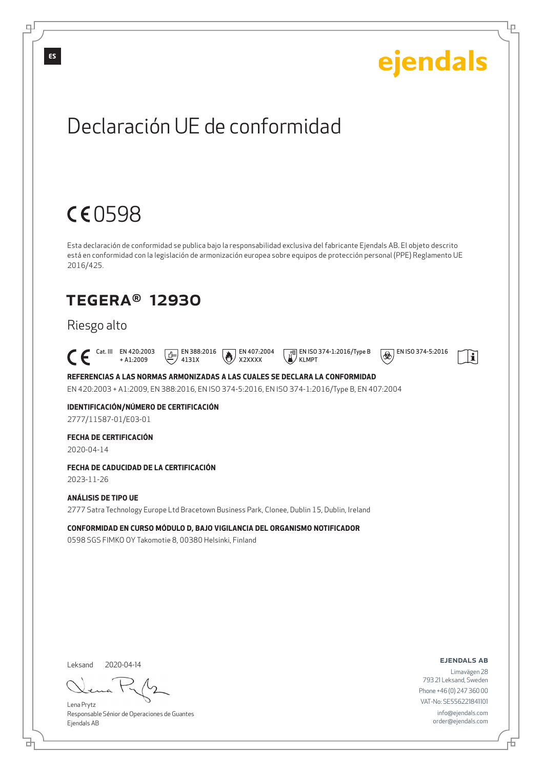ES

ejendals

# Declaración UE de conformidad

CE 0598

Esta declaración de conformidad se publica bajo la responsabilidad exclusiva del fabricante Ejendals AB. El objeto descrito está en conformidad con la legislación de armonización europea sobre equipos de protección personal (PPE) Reglamento UE 2016/425.

## TEGERA® 12930

Riesgo alto

CE Cat. III EN 420:2003 + A1:2009 | EN 388:2016 4131X | EN 407:2004 X2XXXX | EN ISO 374-1:2016/Type B KLMPT | EN ISO 374-5:2016

**REFERENCIAS A LAS NORMAS ARMONIZADAS A LAS CUALES SE DECLARA LA CONFORMIDAD**

EN 420:2003 + A1:2009, EN 388:2016, EN ISO 374-5:2016, EN ISO 374-1:2016/Type B, EN 407:2004

**IDENTIFICACIÓN/NÚMERO DE CERTIFICACIÓN**

2777/11587-01/E03-01

**FECHA DE CERTIFICACIÓN**

2020-04-14

**FECHA DE CADUCIDAD DE LA CERTIFICACIÓN**

2023-11-26

**ANÁLISIS DE TIPO UE**

2777 Satra Technology Europe Ltd Bracetown Business Park, Clonee, Dublin 15, Dublin, Ireland

**CONFORMIDAD EN CURSO MÓDULO D, BAJO VIGILANCIA DEL ORGANISMO NOTIFICADOR**

0598 SGS FIMKO OY Takomotie 8, 00380 Helsinki, Finland

Leksand 2020-04-14

Lena Prytz
Responsable Sénior de Operaciones de Guantes
Ejendals AB

**EJENDALS AB**
Limavägen 28
793 21 Leksand, Sweden
Phone +46 (0) 247 360 00
VAT-No: SE556221841101
info@ejendals.com
order@ejendals.com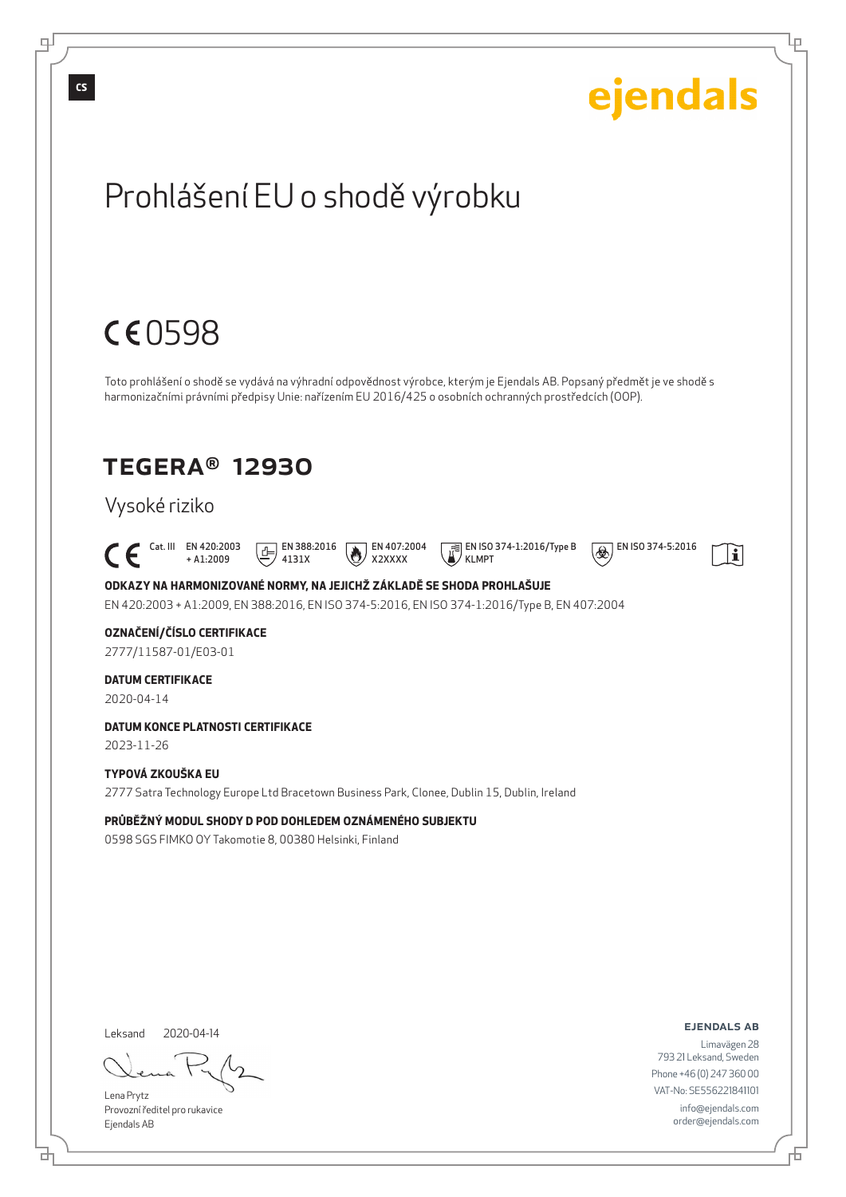CS

ejendals

# Prohlášení EU o shodě výrobku

CE 0598

Toto prohlášení o shodě se vydává na výhradní odpovědnost výrobce, kterým je Ejendals AB. Popsaný předmět je ve shodě s harmonizačními právními předpisy Unie: nařízením EU 2016/425 o osobních ochranných prostředcích (OOP).

## TEGERA® 12930

Vysoké riziko

CE Cat. III EN 420:2003 + A1:2009 | EN 388:2016 4131X | EN 407:2004 X2XXXX | EN ISO 374-1:2016/Type B KLMPT | EN ISO 374-5:2016

**ODKAZY NA HARMONIZOVANÉ NORMY, NA JEJICHŽ ZÁKLADĚ SE SHODA PROHLAŠUJE**

EN 420:2003 + A1:2009, EN 388:2016, EN ISO 374-5:2016, EN ISO 374-1:2016/Type B, EN 407:2004

**OZNAČENÍ/ČÍSLO CERTIFIKACE**

2777/11587-01/E03-01

**DATUM CERTIFIKACE**

2020-04-14

**DATUM KONCE PLATNOSTI CERTIFIKACE**

2023-11-26

**TYPOVÁ ZKOUŠKA EU**

2777 Satra Technology Europe Ltd Bracetown Business Park, Clonee, Dublin 15, Dublin, Ireland

**PRŮBĚŽNÝ MODUL SHODY D POD DOHLEDEM OZNÁMENÉHO SUBJEKTU**

0598 SGS FIMKO OY Takomotie 8, 00380 Helsinki, Finland

Leksand 2020-04-14

Lena Prytz
Provozní ředitel pro rukavice
Ejendals AB

**EJENDALS AB**
Limavägen 28
793 21 Leksand, Sweden
Phone +46 (0) 247 360 00
VAT-No: SE556221841101
info@ejendals.com
order@ejendals.com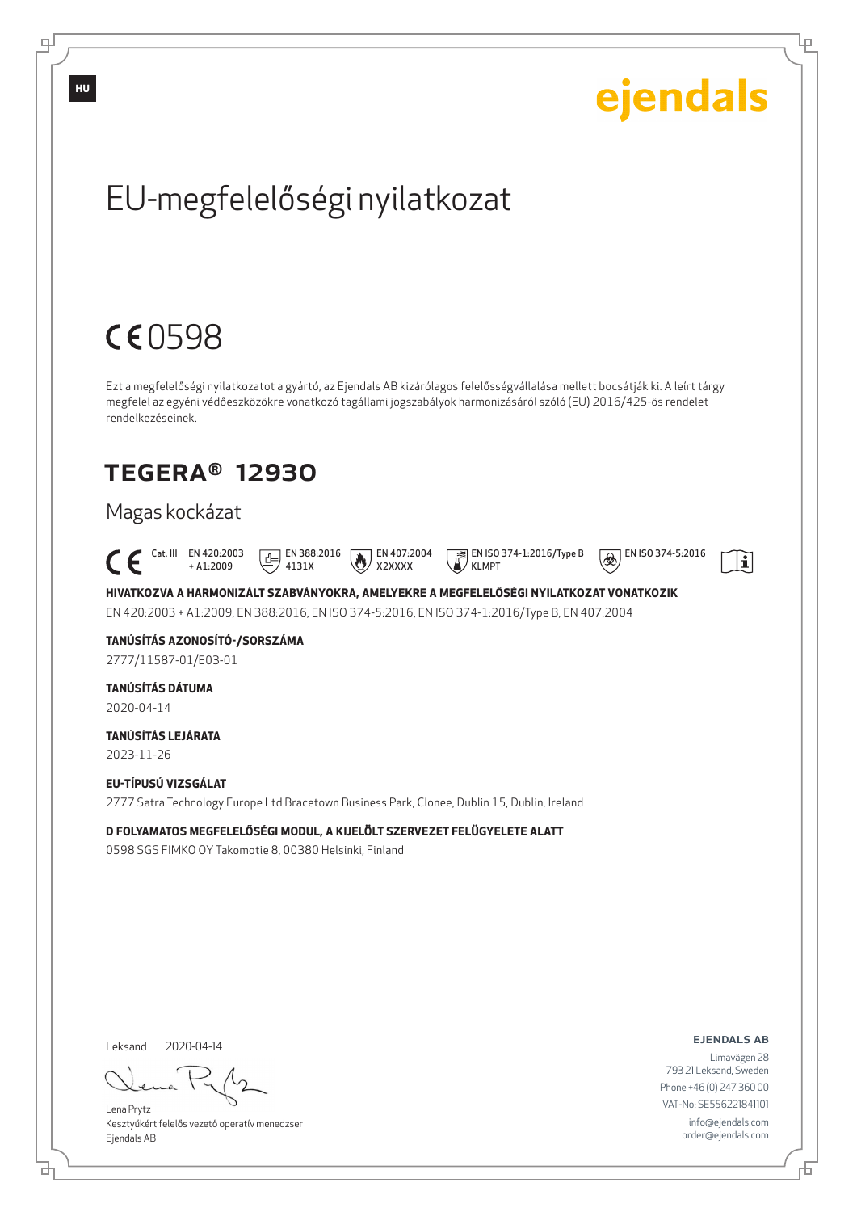HU

ejendals

# EU-megfelelőségi nyilatkozat

## CE 0598

Ezt a megfelelőségi nyilatkozatot a gyártó, az Ejendals AB kizárólagos felelősségvállalása mellett bocsátják ki. A leírt tárgy megfelel az egyéni védőeszközökre vonatkozó tagállami jogszabályok harmonizásáról szóló (EU) 2016/425-ös rendelet rendelkezéseinek.

## TEGERA® 12930

### Magas kockázat

CE Cat. III EN 420:2003 + A1:2009 | EN 388:2016 4131X | EN 407:2004 X2XXXX | EN ISO 374-1:2016/Type B KLMPT | EN ISO 374-5:2016

**HIVATKOZVA A HARMONIZÁLT SZABVÁNYOKRA, AMELYEKRE A MEGFELELŐSÉGI NYILATKOZAT VONATKOZIK**

EN 420:2003 + A1:2009, EN 388:2016, EN ISO 374-5:2016, EN ISO 374-1:2016/Type B, EN 407:2004

**TANÚSÍTÁS AZONOSÍTÓ-/SORSZÁMA**

2777/11587-01/E03-01

**TANÚSÍTÁS DÁTUMA**

2020-04-14

**TANÚSÍTÁS LEJÁRATA**

2023-11-26

**EU-TÍPUSÚ VIZSGÁLAT**

2777 Satra Technology Europe Ltd Bracetown Business Park, Clonee, Dublin 15, Dublin, Ireland

**D FOLYAMATOS MEGFELELŐSÉGI MODUL, A KIJELÖLT SZERVEZET FELÜGYELETE ALATT**

0598 SGS FIMKO OY Takomotie 8, 00380 Helsinki, Finland

Leksand 2020-04-14

Lena Prytz
Kesztyűkért felelős vezető operatív menedzser
Ejendals AB

**EJENDALS AB**
Limavägen 28
793 21 Leksand, Sweden
Phone +46 (0) 247 360 00
VAT-No: SE556221841101
info@ejendals.com
order@ejendals.com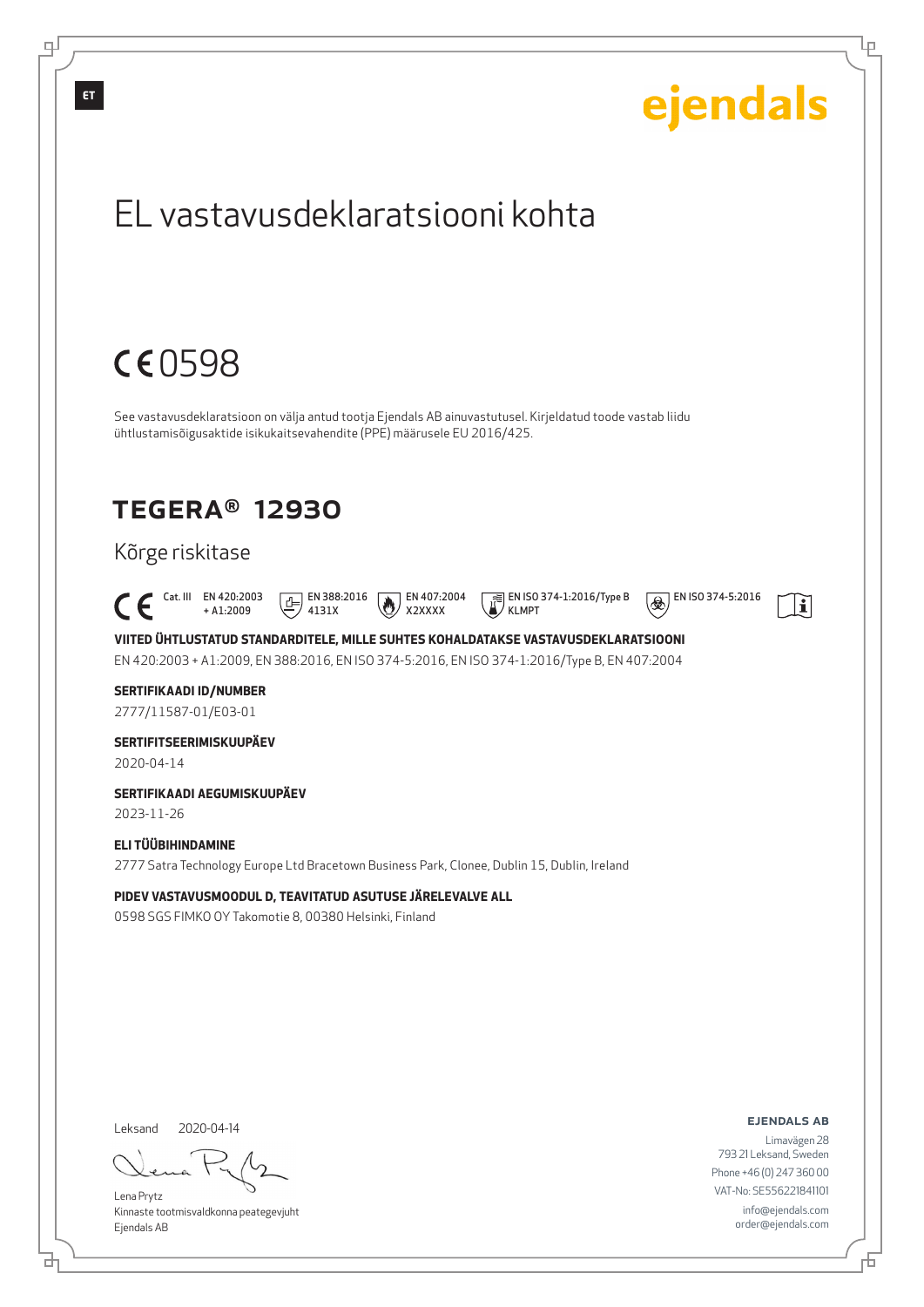ET

ejendals

# EL vastavusdeklaratsiooni kohta

CE 0598

See vastavusdeklaratsioon on välja antud tootja Ejendals AB ainuvastutusel. Kirjeldatud toode vastab liidu ühtlustamisõigusaktide isikukaitsevahendite (PPE) määrusele EU 2016/425.

## TEGERA® 12930

Kõrge riskitase

CE Cat. III EN 420:2003 + A1:2009 | EN 388:2016 4131X | EN 407:2004 X2XXXX | EN ISO 374-1:2016/Type B KLMPT | EN ISO 374-5:2016

**VIITED ÜHTLUSTATUD STANDARDITELE, MILLE SUHTES KOHALDATAKSE VASTAVUSDEKLARATSIOONI**

EN 420:2003 + A1:2009, EN 388:2016, EN ISO 374-5:2016, EN ISO 374-1:2016/Type B, EN 407:2004

**SERTIFIKAADI ID/NUMBER**

2777/11587-01/E03-01

**SERTIFITSEERIMISKUUPÄEV**

2020-04-14

**SERTIFIKAADI AEGUMISKUUPÄEV**

2023-11-26

**ELI TÜÜBIHINDAMINE**

2777 Satra Technology Europe Ltd Bracetown Business Park, Clonee, Dublin 15, Dublin, Ireland

**PIDEV VASTAVUSMOODUL D, TEAVITATUD ASUTUSE JÄRELEVALVE ALL**

0598 SGS FIMKO OY Takomotie 8, 00380 Helsinki, Finland

Leksand 2020-04-14

Lena Prytz
Kinnaste tootmisvaldkonna peategevjuht
Ejendals AB

**EJENDALS AB**
Limavägen 28
793 21 Leksand, Sweden
Phone +46 (0) 247 360 00
VAT-No: SE556221841101
info@ejendals.com
order@ejendals.com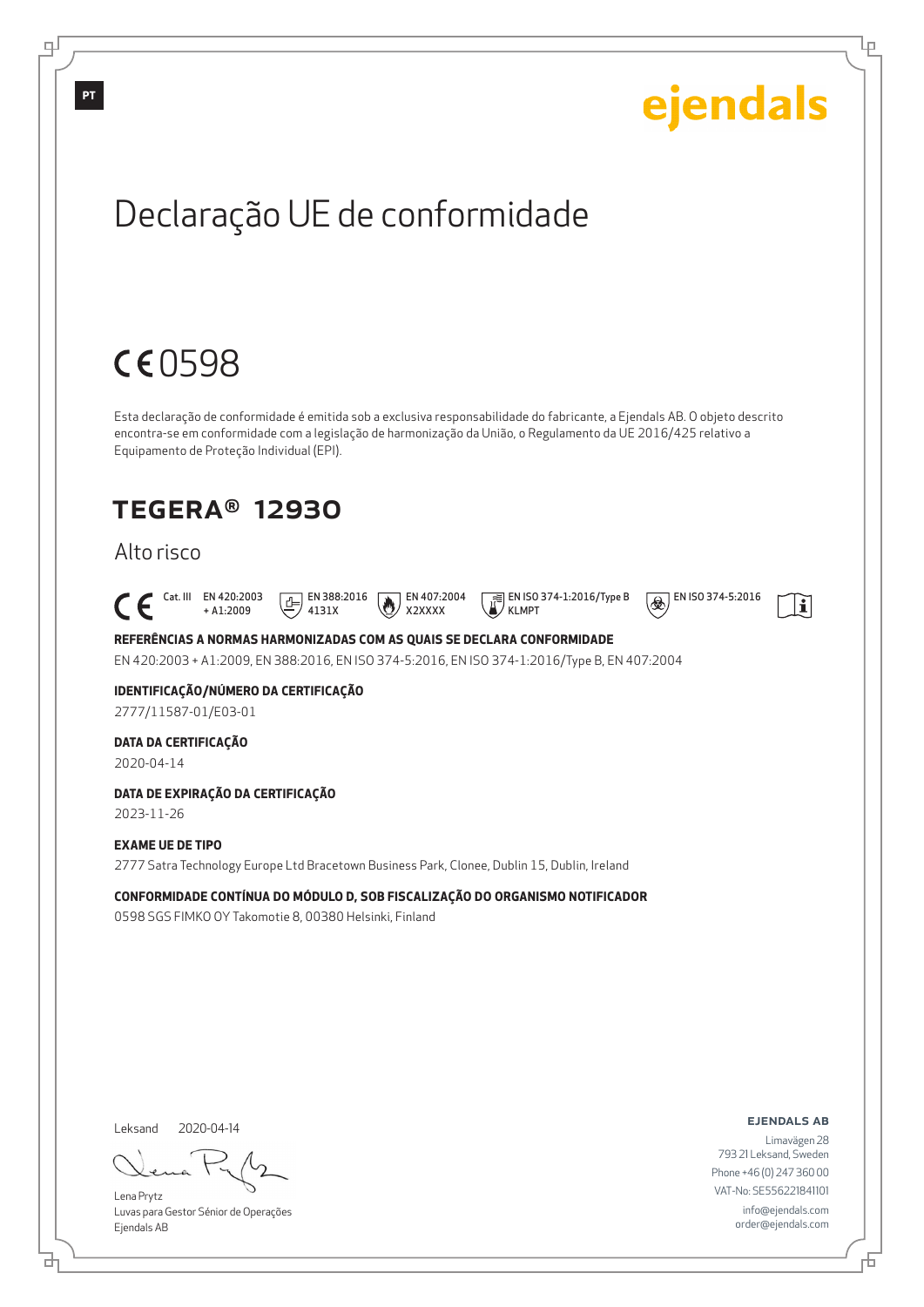PT

ejendals

# Declaração UE de conformidade

CE 0598

Esta declaração de conformidade é emitida sob a exclusiva responsabilidade do fabricante, a Ejendals AB. O objeto descrito encontra-se em conformidade com a legislação de harmonização da União, o Regulamento da UE 2016/425 relativo a Equipamento de Proteção Individual (EPI).

## TEGERA® 12930

### Alto risco

CE Cat. III EN 420:2003 + A1:2009 | EN 388:2016 4131X | EN 407:2004 X2XXXX | EN ISO 374-1:2016/Type B KLMPT | EN ISO 374-5:2016

**REFERÊNCIAS A NORMAS HARMONIZADAS COM AS QUAIS SE DECLARA CONFORMIDADE**

EN 420:2003 + A1:2009, EN 388:2016, EN ISO 374-5:2016, EN ISO 374-1:2016/Type B, EN 407:2004

**IDENTIFICAÇÃO/NÚMERO DA CERTIFICAÇÃO**

2777/11587-01/E03-01

**DATA DA CERTIFICAÇÃO**

2020-04-14

**DATA DE EXPIRAÇÃO DA CERTIFICAÇÃO**

2023-11-26

**EXAME UE DE TIPO**

2777 Satra Technology Europe Ltd Bracetown Business Park, Clonee, Dublin 15, Dublin, Ireland

**CONFORMIDADE CONTÍNUA DO MÓDULO D, SOB FISCALIZAÇÃO DO ORGANISMO NOTIFICADOR**

0598 SGS FIMKO OY Takomotie 8, 00380 Helsinki, Finland

Leksand 2020-04-14

Lena Prytz
Luvas para Gestor Sénior de Operações
Ejendals AB

**EJENDALS AB**
Limavägen 28
793 21 Leksand, Sweden
Phone +46 (0) 247 360 00
VAT-No: SE556221841101
info@ejendals.com
order@ejendals.com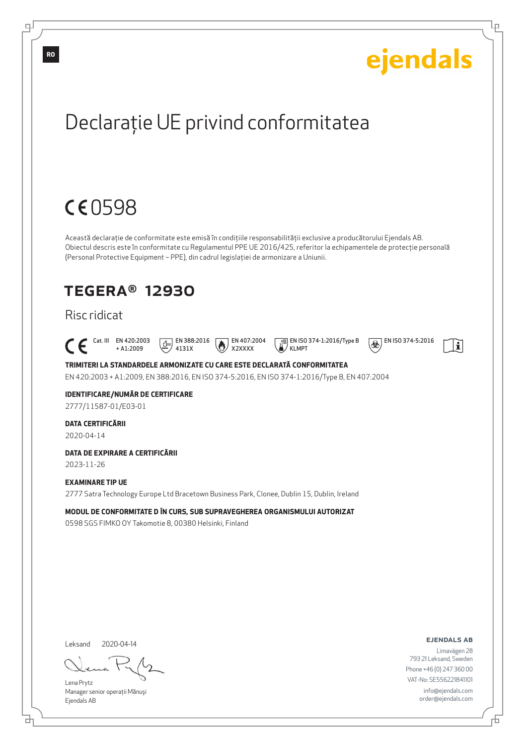RO

ejendals

# Declarație UE privind conformitatea

CE 0598

Această declarație de conformitate este emisă în condițiile responsabilității exclusive a producătorului Ejendals AB. Obiectul descris este în conformitate cu Regulamentul PPE UE 2016/425, referitor la echipamentele de protecție personală (Personal Protective Equipment – PPE), din cadrul legislației de armonizare a Uniunii.

## TEGERA® 12930

### Risc ridicat

CE Cat. III EN 420:2003 + A1:2009 EN 388:2016 4131X EN 407:2004 X2XXXX EN ISO 374-1:2016/Type B KLMPT EN ISO 374-5:2016

**TRIMITERI LA STANDARDELE ARMONIZATE CU CARE ESTE DECLARATĂ CONFORMITATEA**

EN 420:2003 + A1:2009, EN 388:2016, EN ISO 374-5:2016, EN ISO 374-1:2016/Type B, EN 407:2004

**IDENTIFICARE/NUMĂR DE CERTIFICARE**

2777/11587-01/E03-01

**DATA CERTIFICĂRII**

2020-04-14

**DATA DE EXPIRARE A CERTIFICĂRII**

2023-11-26

**EXAMINARE TIP UE**

2777 Satra Technology Europe Ltd Bracetown Business Park, Clonee, Dublin 15, Dublin, Ireland

**MODUL DE CONFORMITATE D ÎN CURS, SUB SUPRAVEGHEREA ORGANISMULUI AUTORIZAT**

0598 SGS FIMKO OY Takomotie 8, 00380 Helsinki, Finland

Leksand 2020-04-14

Lena Prytz
Manager senior operații Mănuși
Ejendals AB

**EJENDALS AB**
Limavägen 28
793 21 Leksand, Sweden
Phone +46 (0) 247 360 00
VAT-No: SE556221841101
info@ejendals.com
order@ejendals.com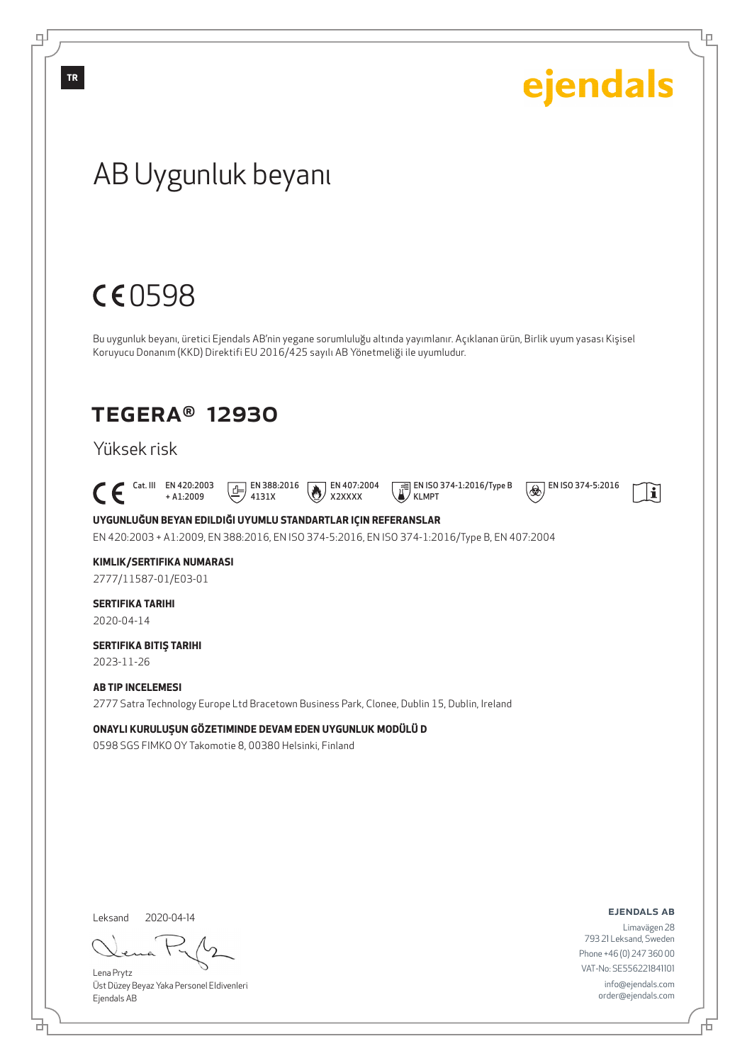TR

ejendals

# AB Uygunluk beyanı

## CE 0598

Bu uygunluk beyanı, üretici Ejendals AB'nin yegane sorumluluğu altında yayımlanır. Açıklanan ürün, Birlik uyum yasası Kişisel Koruyucu Donanım (KKD) Direktifi EU 2016/425 sayılı AB Yönetmeliği ile uyumludur.

## TEGERA® 12930

Yüksek risk

CE Cat. III EN 420:2003 + A1:2009 | EN 388:2016 4131X | EN 407:2004 X2XXXX | EN ISO 374-1:2016/Type B KLMPT | EN ISO 374-5:2016

**UYGUNLUĞUN BEYAN EDILDIĞI UYUMLU STANDARTLAR IÇIN REFERANSLAR**

EN 420:2003 + A1:2009, EN 388:2016, EN ISO 374-5:2016, EN ISO 374-1:2016/Type B, EN 407:2004

**KIMLIK/SERTIFIKA NUMARASI**

2777/11587-01/E03-01

**SERTIFIKA TARIHI**

2020-04-14

**SERTIFIKA BITIŞ TARIHI**

2023-11-26

**AB TIP INCELEMESI**

2777 Satra Technology Europe Ltd Bracetown Business Park, Clonee, Dublin 15, Dublin, Ireland

**ONAYLI KURULUŞUN GÖZETIMINDE DEVAM EDEN UYGUNLUK MODÜLÜ D**

0598 SGS FIMKO OY Takomotie 8, 00380 Helsinki, Finland

Leksand 2020-04-14

Lena Prytz
Üst Düzey Beyaz Yaka Personel Eldivenleri
Ejendals AB

**EJENDALS AB**
Limavägen 28
793 21 Leksand, Sweden
Phone +46 (0) 247 360 00
VAT-No: SE556221841101
info@ejendals.com
order@ejendals.com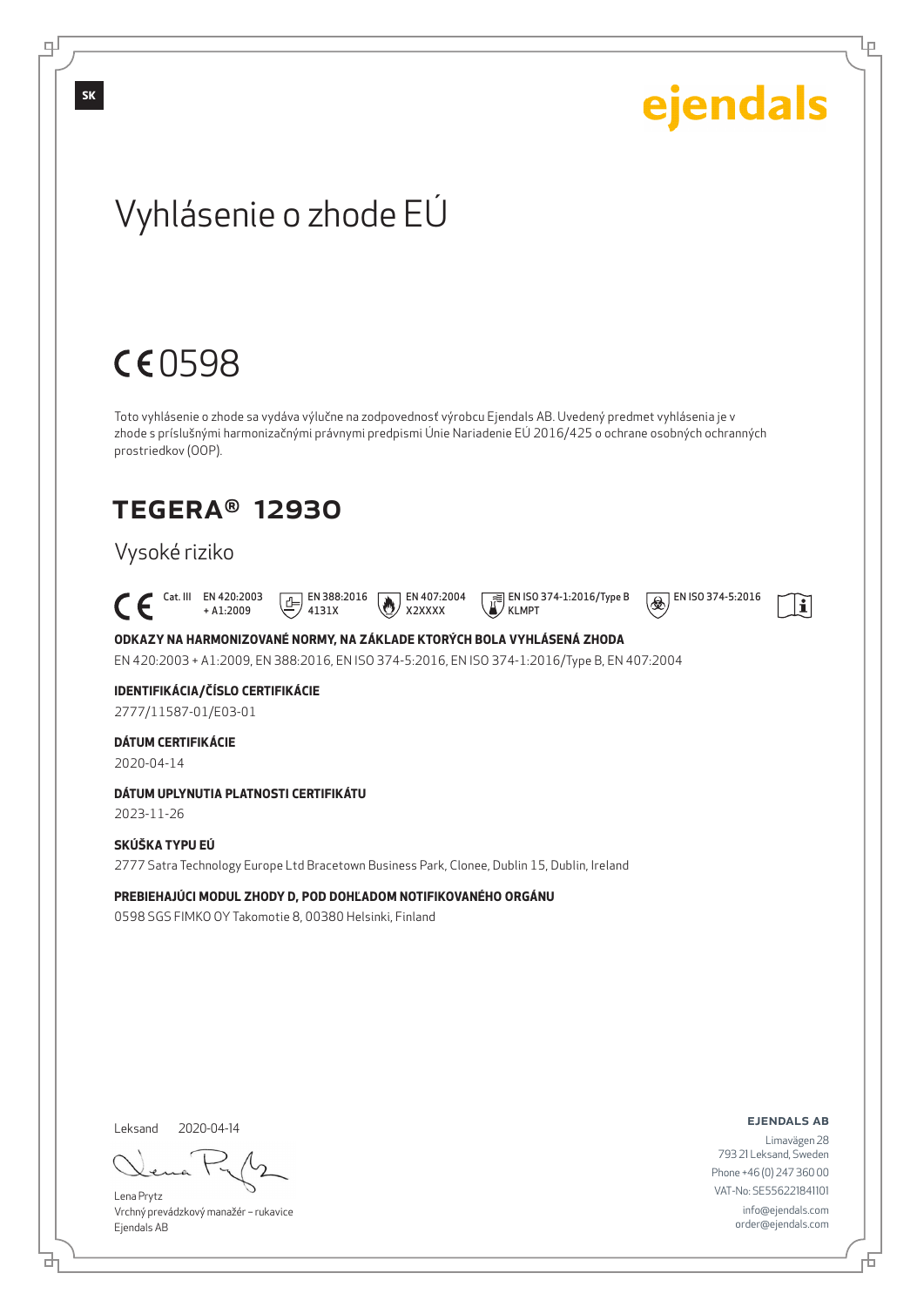SK

ejendals

# Vyhlásenie o zhode EÚ

CE 0598

Toto vyhlásenie o zhode sa vydáva výlučne na zodpovednosť výrobcu Ejendals AB. Uvedený predmet vyhlásenia je v zhode s príslušnými harmonizačnými právnymi predpismi Únie Nariadenie EÚ 2016/425 o ochrane osobných ochranných prostriedkov (OOP).

## TEGERA® 12930

Vysoké riziko

CE Cat. III EN 420:2003 + A1:2009 EN 388:2016 4131X EN 407:2004 X2XXXX EN ISO 374-1:2016/Type B KLMPT EN ISO 374-5:2016

**ODKAZY NA HARMONIZOVANÉ NORMY, NA ZÁKLADE KTORÝCH BOLA VYHLÁSENÁ ZHODA**

EN 420:2003 + A1:2009, EN 388:2016, EN ISO 374-5:2016, EN ISO 374-1:2016/Type B, EN 407:2004

**IDENTIFIKÁCIA/ČÍSLO CERTIFIKÁCIE**

2777/11587-01/E03-01

**DÁTUM CERTIFIKÁCIE**

2020-04-14

**DÁTUM UPLYNUTIA PLATNOSTI CERTIFIKÁTU**

2023-11-26

**SKÚŠKA TYPU EÚ**

2777 Satra Technology Europe Ltd Bracetown Business Park, Clonee, Dublin 15, Dublin, Ireland

**PREBIEHAJÚCI MODUL ZHODY D, POD DOHĽADOM NOTIFIKOVANÉHO ORGÁNU**

0598 SGS FIMKO OY Takomotie 8, 00380 Helsinki, Finland

Leksand 2020-04-14

Lena Prytz
Vrchný prevádzkový manažér – rukavice
Ejendals AB

**EJENDALS AB**
Limavägen 28
793 21 Leksand, Sweden
Phone +46 (0) 247 360 00
VAT-No: SE556221841101
info@ejendals.com
order@ejendals.com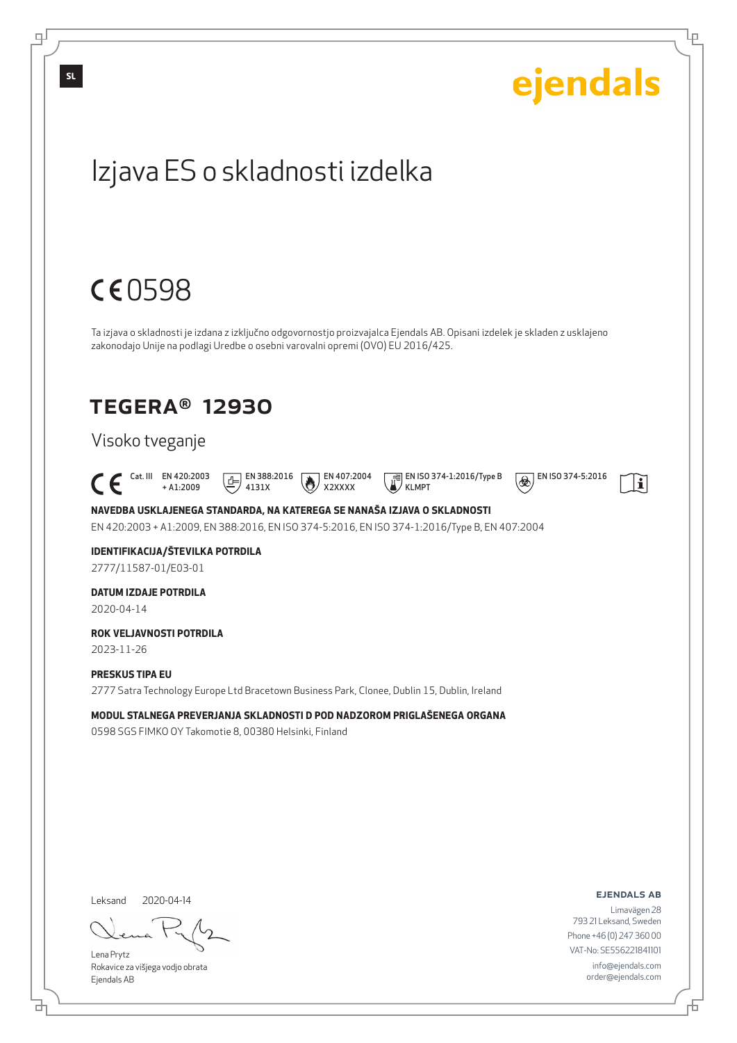ejendals

# Izjava ES o skladnosti izdelka

## CE 0598

Ta izjava o skladnosti je izdana z izključno odgovornostjo proizvajalca Ejendals AB. Opisani izdelek je skladen z usklajeno zakonodajo Unije na podlagi Uredbe o osebni varovalni opremi (OVO) EU 2016/425.

## TEGERA® 12930

Visoko tveganje

CE Cat. III EN 420:2003 + A1:2009 EN 388:2016 4131X EN 407:2004 X2XXXX EN ISO 374-1:2016/Type B KLMPT EN ISO 374-5:2016

**NAVEDBA USKLAJENEGA STANDARDA, NA KATEREGA SE NANAŠA IZJAVA O SKLADNOSTI**

EN 420:2003 + A1:2009, EN 388:2016, EN ISO 374-5:2016, EN ISO 374-1:2016/Type B, EN 407:2004

**IDENTIFIKACIJA/ŠTEVILKA POTRDILA**

2777/11587-01/E03-01

**DATUM IZDAJE POTRDILA**

2020-04-14

**ROK VELJAVNOSTI POTRDILA**

2023-11-26

**PRESKUS TIPA EU**

2777 Satra Technology Europe Ltd Bracetown Business Park, Clonee, Dublin 15, Dublin, Ireland

**MODUL STALNEGA PREVERJANJA SKLADNOSTI D POD NADZOROM PRIGLAŠENEGA ORGANA**

0598 SGS FIMKO OY Takomotie 8, 00380 Helsinki, Finland

Leksand 2020-04-14

Lena Prytz
Rokavice za višjega vodjo obrata
Ejendals AB

**EJENDALS AB**
Limavägen 28
793 21 Leksand, Sweden
Phone +46 (0) 247 360 00
VAT-No: SE556221841101
info@ejendals.com
order@ejendals.com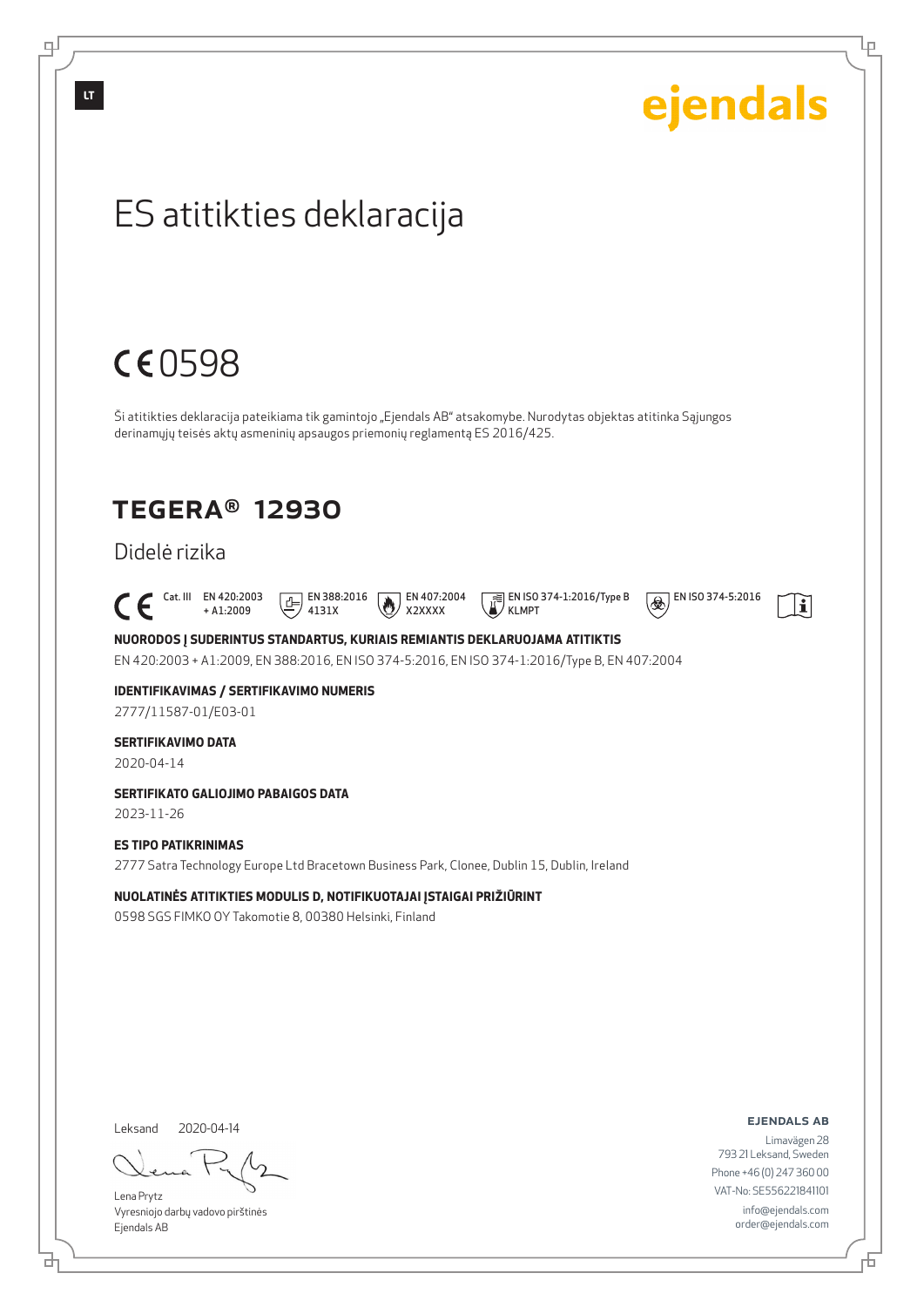LT

ejendals

# ES atitikties deklaracija

## CE 0598

Ši atitikties deklaracija pateikiama tik gamintojo „Ejendals AB" atsakomybe. Nurodytas objektas atitinka Sąjungos derinamųjų teisės aktų asmeninių apsaugos priemonių reglamentą ES 2016/425.

## TEGERA® 12930

### Didelė rizika

CE Cat. III EN 420:2003 + A1:2009 | EN 388:2016 4131X | EN 407:2004 X2XXXX | EN ISO 374-1:2016/Type B KLMPT | EN ISO 374-5:2016

**NUORODOS Į SUDERINTUS STANDARTUS, KURIAIS REMIANTIS DEKLARUOJAMA ATITIKTIS**

EN 420:2003 + A1:2009, EN 388:2016, EN ISO 374-5:2016, EN ISO 374-1:2016/Type B, EN 407:2004

**IDENTIFIKAVIMAS / SERTIFIKAVIMO NUMERIS**

2777/11587-01/E03-01

**SERTIFIKAVIMO DATA**

2020-04-14

**SERTIFIKATO GALIOJIMO PABAIGOS DATA**

2023-11-26

**ES TIPO PATIKRINIMAS**

2777 Satra Technology Europe Ltd Bracetown Business Park, Clonee, Dublin 15, Dublin, Ireland

**NUOLATINĖS ATITIKTIES MODULIS D, NOTIFIKUOTAJAI ĮSTAIGAI PRIŽIŪRINT**

0598 SGS FIMKO OY Takomotie 8, 00380 Helsinki, Finland

Leksand 2020-04-14

Lena Prytz
Vyresniojo darbų vadovo pirštinės
Ejendals AB

**EJENDALS AB**
Limavägen 28
793 21 Leksand, Sweden
Phone +46 (0) 247 360 00
VAT-No: SE556221841101
info@ejendals.com
order@ejendals.com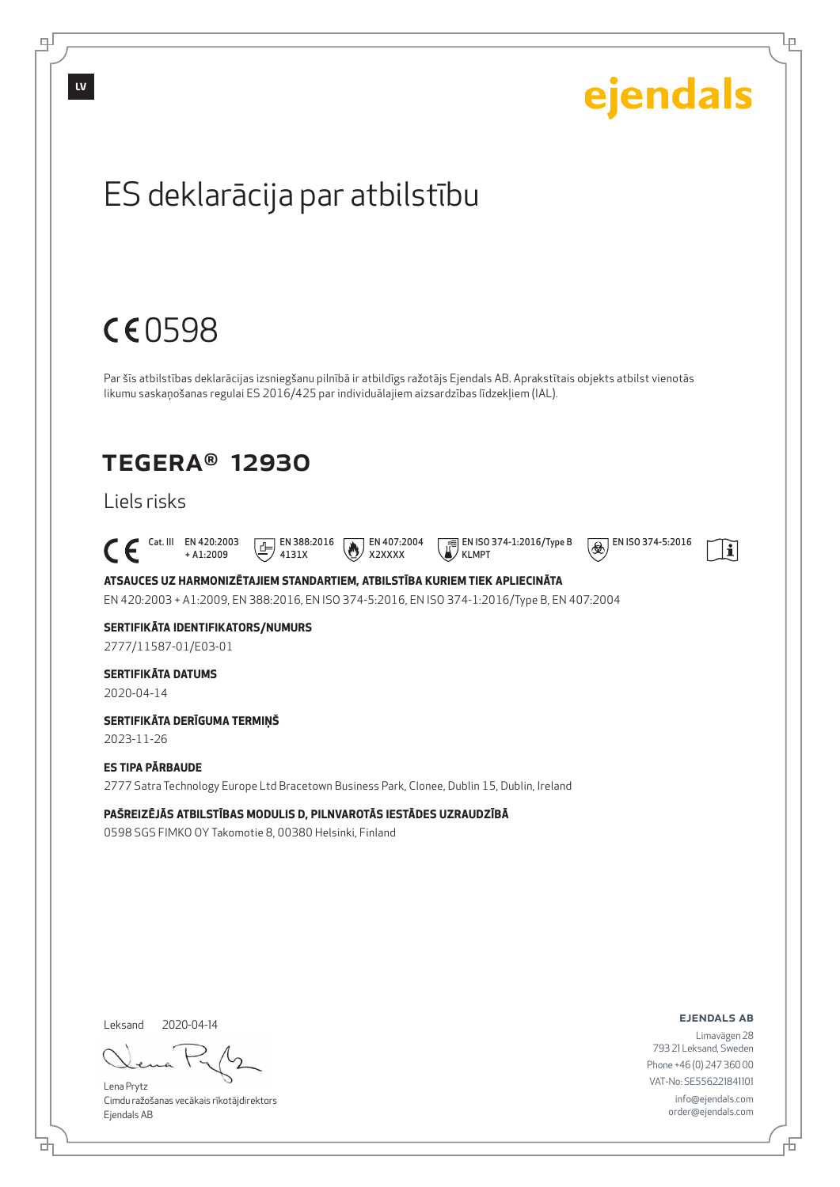LV

ejendals

# ES deklarācija par atbilstību

## CE 0598

Par šīs atbilstības deklarācijas izsniegšanu pilnībā ir atbildīgs ražotājs Ejendals AB. Aprakstītais objekts atbilst vienotās likumu saskaņošanas regulai ES 2016/425 par individuālajiem aizsardzības līdzekļiem (IAL).

## TEGERA® 12930

Liels risks

CE Cat. III | EN 420:2003 + A1:2009 | EN 388:2016 4131X | EN 407:2004 X2XXXX | EN ISO 374-1:2016/Type B KLMPT | EN ISO 374-5:2016

**ATSAUCES UZ HARMONIZĒTAJIEM STANDARTIEM, ATBILSTĪBA KURIEM TIEK APLIECINĀTA**

EN 420:2003 + A1:2009, EN 388:2016, EN ISO 374-5:2016, EN ISO 374-1:2016/Type B, EN 407:2004

**SERTIFIKĀTA IDENTIFIKATORS/NUMURS**

2777/11587-01/E03-01

**SERTIFIKĀTA DATUMS**

2020-04-14

**SERTIFIKĀTA DERĪGUMA TERMIŅŠ**

2023-11-26

**ES TIPA PĀRBAUDE**

2777 Satra Technology Europe Ltd Bracetown Business Park, Clonee, Dublin 15, Dublin, Ireland

**PAŠREIZĒJĀS ATBILSTĪBAS MODULIS D, PILNVAROTĀS IESTĀDES UZRAUDZĪBĀ**

0598 SGS FIMKO OY Takomotie 8, 00380 Helsinki, Finland

Leksand 2020-04-14

Lena Prytz
Cimdu ražošanas vecākais rīkotājdirektors
Ejendals AB

**EJENDALS AB**
Limavägen 28
793 21 Leksand, Sweden
Phone +46 (0) 247 360 00
VAT-No: SE556221841101
info@ejendals.com
order@ejendals.com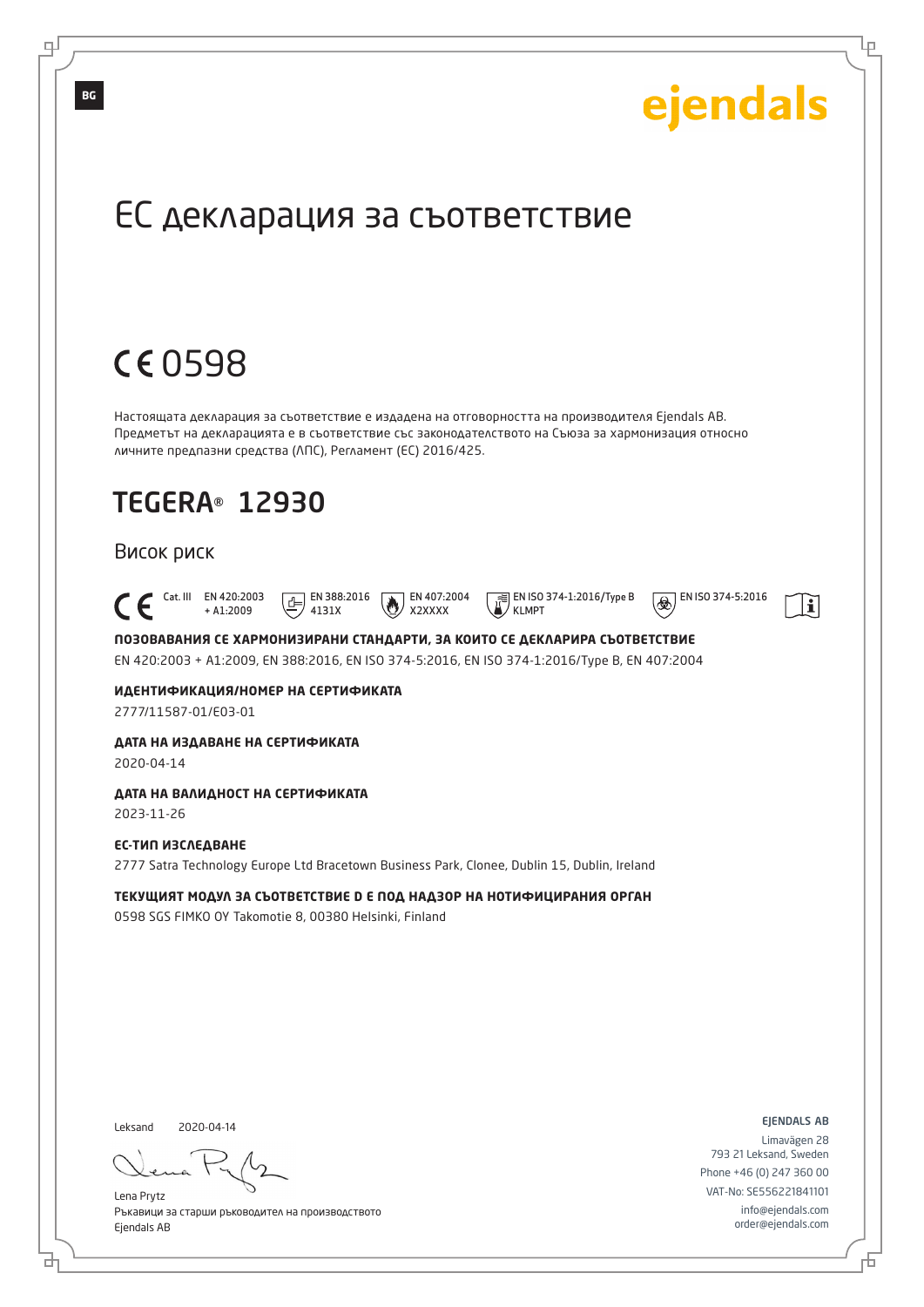BG

ejendals

# ЕС декларация за съответствие

## CE 0598

Настоящата декларация за съответствие е издадена на отговорността на производителя Ejendals AB. Предметът на декларацията е в съответствие със законодателството на Съюза за хармонизация относно личните предпазни средства (ЛПС), Регламент (ЕС) 2016/425.

## TEGERA® 12930

### Висок риск

CE Cat. III | EN 420:2003 + A1:2009 | EN 388:2016 4131X | EN 407:2004 X2XXXX | EN ISO 374-1:2016/Type B KLMPT | EN ISO 374-5:2016

**ПОЗОВАВАНИЯ СЕ ХАРМОНИЗИРАНИ СТАНДАРТИ, ЗА КОИТО СЕ ДЕКЛАРИРА СЪОТВЕТСТВИЕ**
EN 420:2003 + A1:2009, EN 388:2016, EN ISO 374-5:2016, EN ISO 374-1:2016/Type B, EN 407:2004

**ИДЕНТИФИКАЦИЯ/НОМЕР НА СЕРТИФИКАТА**
2777/11587-01/E03-01

**ДАТА НА ИЗДАВАНЕ НА СЕРТИФИКАТА**
2020-04-14

**ДАТА НА ВАЛИДНОСТ НА СЕРТИФИКАТА**
2023-11-26

**ЕС-ТИП ИЗСЛЕДВАНЕ**
2777 Satra Technology Europe Ltd Bracetown Business Park, Clonee, Dublin 15, Dublin, Ireland

**ТЕКУЩИЯТ МОДУЛ ЗА СЪОТВЕТСТВИЕ D Е ПОД НАДЗОР НА НОТИФИЦИРАНИЯ ОРГАН**
0598 SGS FIMKO OY Takomotie 8, 00380 Helsinki, Finland

Leksand 2020-04-14

Lena Prytz
Ръкавици за старши ръководител на производството
Ejendals AB

EJENDALS AB
Limavägen 28
793 21 Leksand, Sweden
Phone +46 (0) 247 360 00
VAT-No: SE556221841101
info@ejendals.com
order@ejendals.com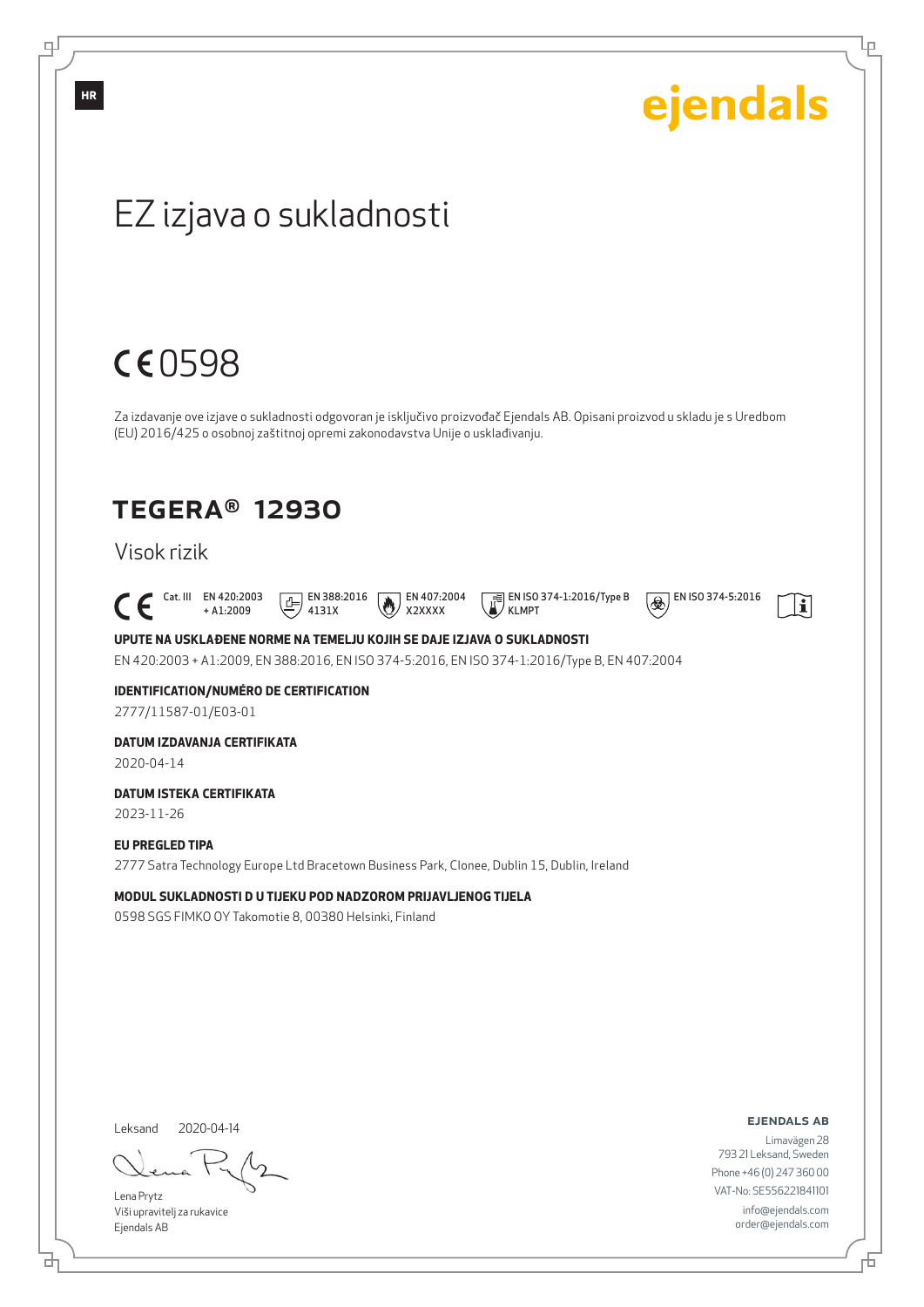HR

ejendals

# EZ izjava o sukladnosti

## CE 0598

Za izdavanje ove izjave o sukladnosti odgovoran je isključivo proizvođač Ejendals AB. Opisani proizvod u skladu je s Uredbom (EU) 2016/425 o osobnoj zaštitnoj opremi zakonodavstva Unije o usklađivanju.

## TEGERA® 12930

Visok rizik

CE Cat. III EN 420:2003 + A1:2009 | EN 388:2016 4131X | EN 407:2004 X2XXXX | EN ISO 374-1:2016/Type B KLMPT | EN ISO 374-5:2016

**UPUTE NA USKLAĐENE NORME NA TEMELJU KOJIH SE DAJE IZJAVA O SUKLADNOSTI**

EN 420:2003 + A1:2009, EN 388:2016, EN ISO 374-5:2016, EN ISO 374-1:2016/Type B, EN 407:2004

**IDENTIFICATION/NUMÉRO DE CERTIFICATION**

2777/11587-01/E03-01

**DATUM IZDAVANJA CERTIFIKATA**

2020-04-14

**DATUM ISTEKA CERTIFIKATA**

2023-11-26

**EU PREGLED TIPA**

2777 Satra Technology Europe Ltd Bracetown Business Park, Clonee, Dublin 15, Dublin, Ireland

**MODUL SUKLADNOSTI D U TIJEKU POD NADZOROM PRIJAVLJENOG TIJELA**

0598 SGS FIMKO OY Takomotie 8, 00380 Helsinki, Finland

Leksand 2020-04-14

Lena Prytz
Viši upravitelj za rukavice
Ejendals AB

**EJENDALS AB**
Limavägen 28
793 21 Leksand, Sweden
Phone +46 (0) 247 360 00
VAT-No: SE556221841101
info@ejendals.com
order@ejendals.com